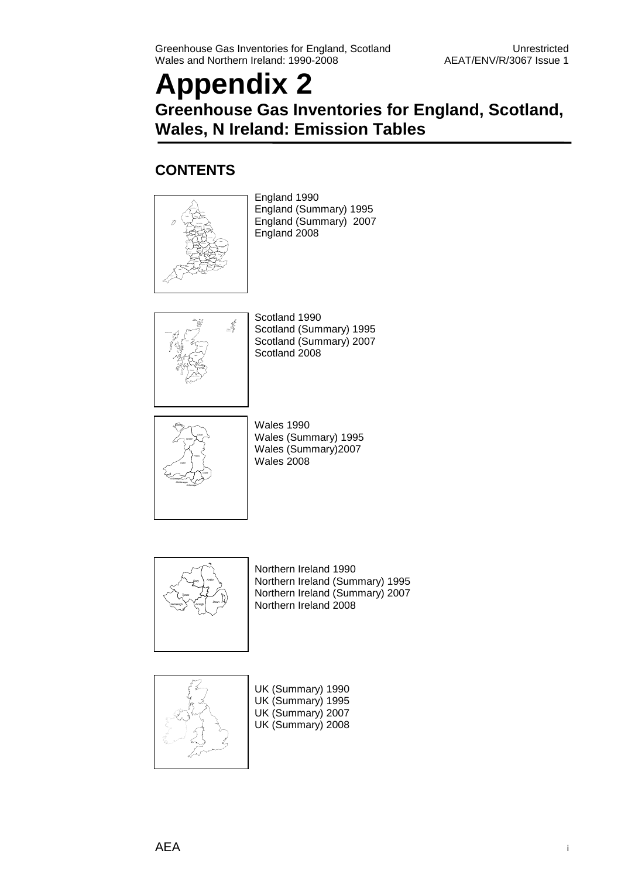# Appendix 2

## Greenhouse Gas Inventories for England, Scotland, Wales, N Ireland: Emission Tables

### CONTENTS

England 1990
England (Summary) 1995
England (Summary) 2007
England 2008

Scotland 1990
Scotland (Summary) 1995
Scotland (Summary) 2007
Scotland 2008

Wales 1990
Wales (Summary) 1995
Wales (Summary)2007
Wales 2008

Northern Ireland 1990
Northern Ireland (Summary) 1995
Northern Ireland (Summary) 2007
Northern Ireland 2008

UK (Summary) 1990
UK (Summary) 1995
UK (Summary) 2007
UK (Summary) 2008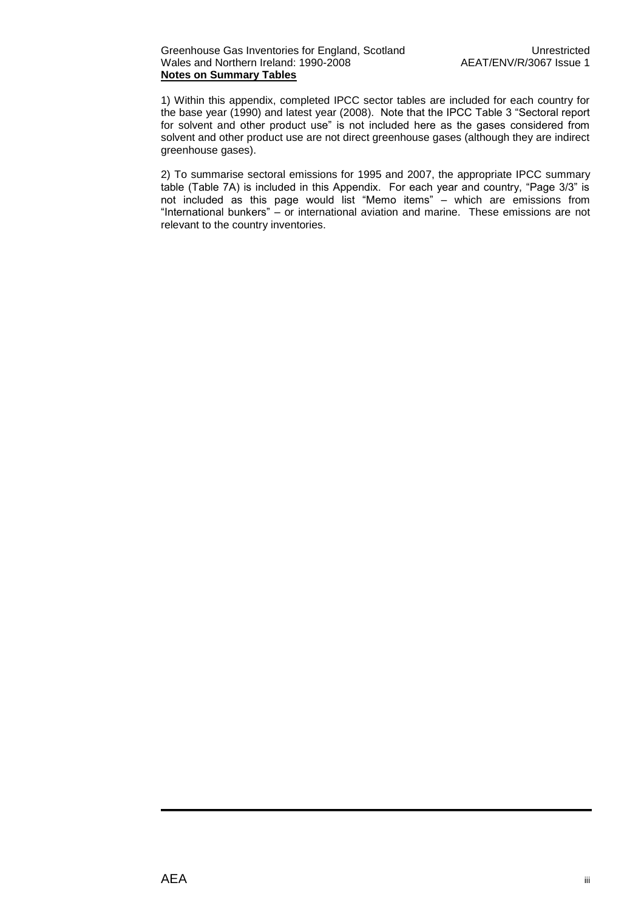**Notes on Summary Tables**

1) Within this appendix, completed IPCC sector tables are included for each country for the base year (1990) and latest year (2008). Note that the IPCC Table 3 "Sectoral report for solvent and other product use" is not included here as the gases considered from solvent and other product use are not direct greenhouse gases (although they are indirect greenhouse gases).

2) To summarise sectoral emissions for 1995 and 2007, the appropriate IPCC summary table (Table 7A) is included in this Appendix. For each year and country, "Page 3/3" is not included as this page would list "Memo items" – which are emissions from "International bunkers" – or international aviation and marine. These emissions are not relevant to the country inventories.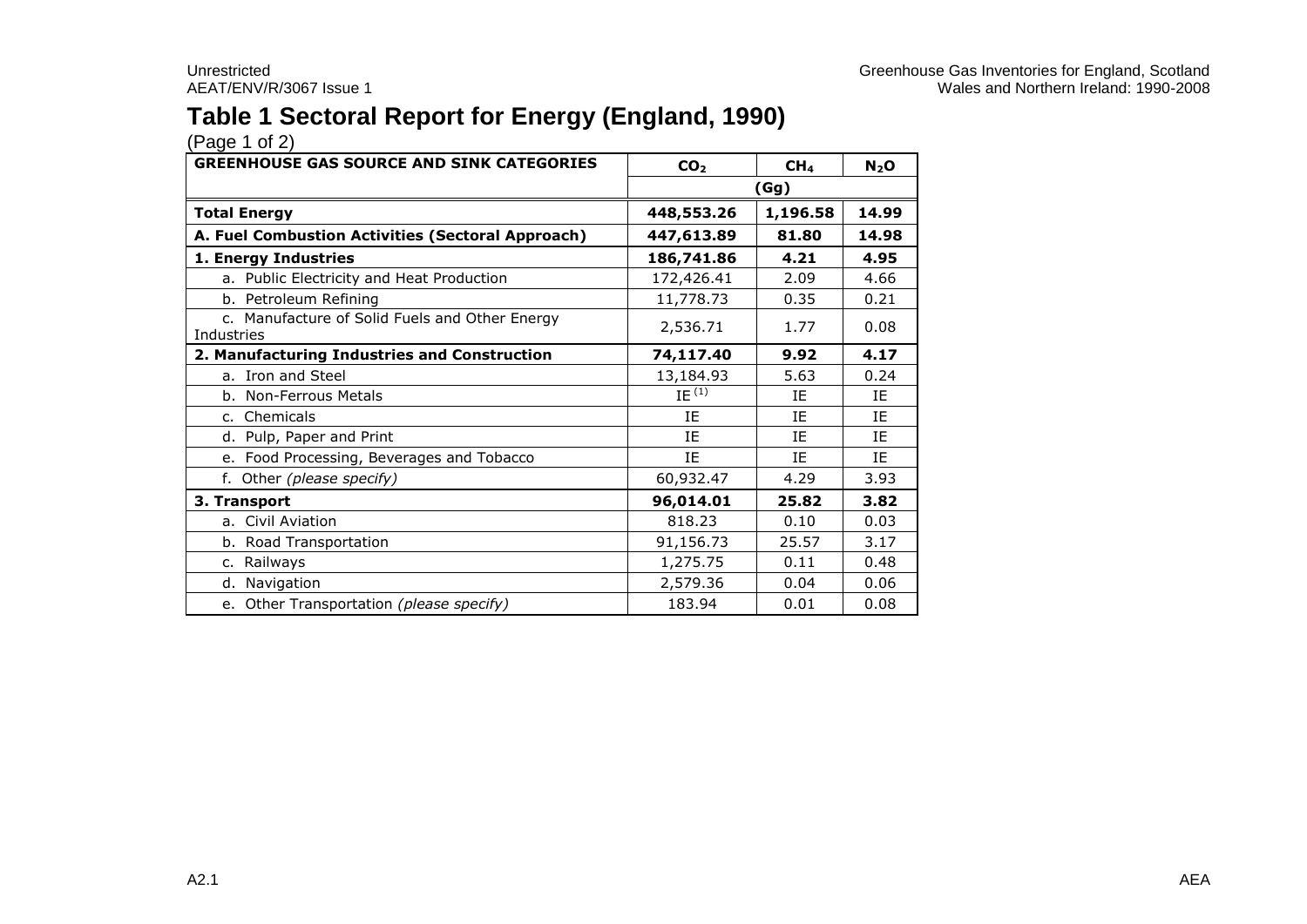# Table 1 Sectoral Report for Energy (England, 1990)

(Page 1 of 2)

| GREENHOUSE GAS SOURCE AND SINK CATEGORIES | $CO_2$ | $CH_4$ | $N_2O$ |
|---|---|---|---|
| | (Gg) | | |
| **Total Energy** | **448,553.26** | **1,196.58** | **14.99** |
| **A. Fuel Combustion Activities (Sectoral Approach)** | **447,613.89** | **81.80** | **14.98** |
| **1. Energy Industries** | **186,741.86** | **4.21** | **4.95** |
| a. Public Electricity and Heat Production | 172,426.41 | 2.09 | 4.66 |
| b. Petroleum Refining | 11,778.73 | 0.35 | 0.21 |
| c. Manufacture of Solid Fuels and Other Energy Industries | 2,536.71 | 1.77 | 0.08 |
| **2. Manufacturing Industries and Construction** | **74,117.40** | **9.92** | **4.17** |
| a. Iron and Steel | 13,184.93 | 5.63 | 0.24 |
| b. Non-Ferrous Metals | IE (1) | IE | IE |
| c. Chemicals | IE | IE | IE |
| d. Pulp, Paper and Print | IE | IE | IE |
| e. Food Processing, Beverages and Tobacco | IE | IE | IE |
| f. Other *(please specify)* | 60,932.47 | 4.29 | 3.93 |
| **3. Transport** | **96,014.01** | **25.82** | **3.82** |
| a. Civil Aviation | 818.23 | 0.10 | 0.03 |
| b. Road Transportation | 91,156.73 | 25.57 | 3.17 |
| c. Railways | 1,275.75 | 0.11 | 0.48 |
| d. Navigation | 2,579.36 | 0.04 | 0.06 |
| e. Other Transportation *(please specify)* | 183.94 | 0.01 | 0.08 |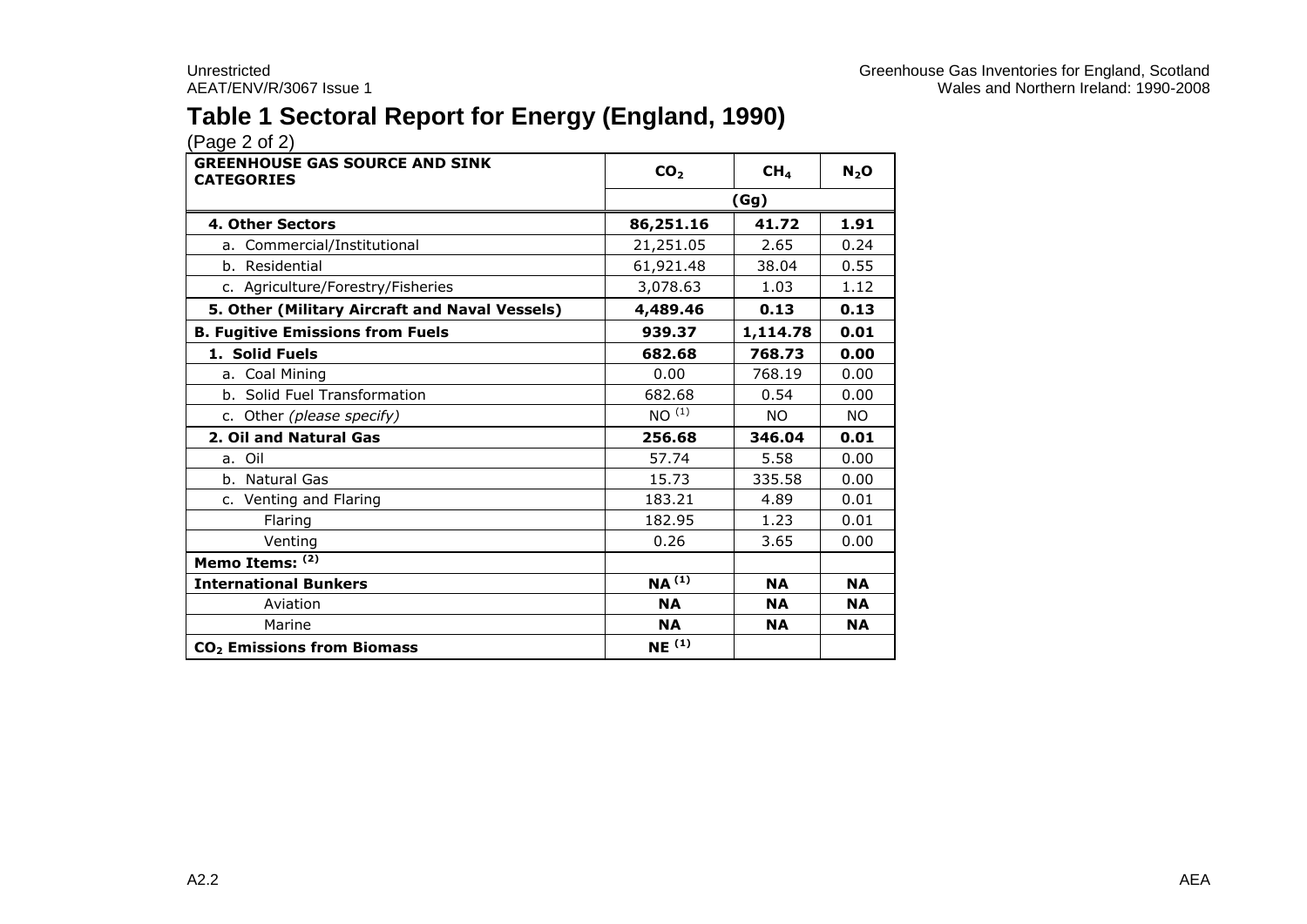# Table 1 Sectoral Report for Energy (England, 1990)

(Page 2 of 2)

| GREENHOUSE GAS SOURCE AND SINK CATEGORIES | $CO_2$ | $CH_4$ | $N_2O$ |
|---|---|---|---|
| | (Gg) | | |
| **4. Other Sectors** | **86,251.16** | **41.72** | **1.91** |
| a. Commercial/Institutional | 21,251.05 | 2.65 | 0.24 |
| b. Residential | 61,921.48 | 38.04 | 0.55 |
| c. Agriculture/Forestry/Fisheries | 3,078.63 | 1.03 | 1.12 |
| **5. Other (Military Aircraft and Naval Vessels)** | **4,489.46** | **0.13** | **0.13** |
| **B. Fugitive Emissions from Fuels** | **939.37** | **1,114.78** | **0.01** |
| **1. Solid Fuels** | **682.68** | **768.73** | **0.00** |
| a. Coal Mining | 0.00 | 768.19 | 0.00 |
| b. Solid Fuel Transformation | 682.68 | 0.54 | 0.00 |
| c. Other *(please specify)* | NO (1) | NO | NO |
| **2. Oil and Natural Gas** | **256.68** | **346.04** | **0.01** |
| a. Oil | 57.74 | 5.58 | 0.00 |
| b. Natural Gas | 15.73 | 335.58 | 0.00 |
| c. Venting and Flaring | 183.21 | 4.89 | 0.01 |
| Flaring | 182.95 | 1.23 | 0.01 |
| Venting | 0.26 | 3.65 | 0.00 |
| **Memo Items: (2)** | | | |
| **International Bunkers** | **NA (1)** | **NA** | **NA** |
| Aviation | **NA** | **NA** | **NA** |
| Marine | **NA** | **NA** | **NA** |
| **$CO_2$ Emissions from Biomass** | **NE (1)** | | |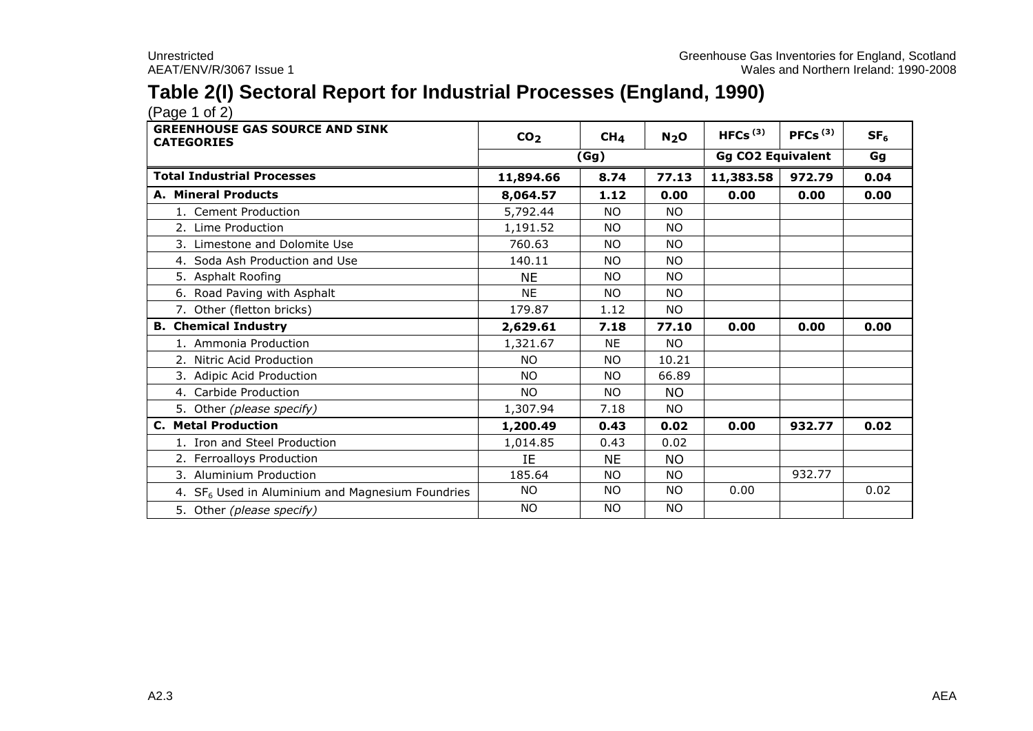# Table 2(I) Sectoral Report for Industrial Processes (England, 1990)

(Page 1 of 2)

| GREENHOUSE GAS SOURCE AND SINK CATEGORIES | $CO_2$ | $CH_4$ | $N_2O$ | HFCs [(3)] | PFCs [(3)] | $SF_6$ |
|---|---|---|---|---|---|---|
| | (Gg) | | | Gg CO2 Equivalent | | Gg |
| **Total Industrial Processes** | **11,894.66** | **8.74** | **77.13** | **11,383.58** | **972.79** | **0.04** |
| **A. Mineral Products** | **8,064.57** | **1.12** | **0.00** | **0.00** | **0.00** | **0.00** |
| 1. Cement Production | 5,792.44 | NO | NO | | | |
| 2. Lime Production | 1,191.52 | NO | NO | | | |
| 3. Limestone and Dolomite Use | 760.63 | NO | NO | | | |
| 4. Soda Ash Production and Use | 140.11 | NO | NO | | | |
| 5. Asphalt Roofing | NE | NO | NO | | | |
| 6. Road Paving with Asphalt | NE | NO | NO | | | |
| 7. Other (fletton bricks) | 179.87 | 1.12 | NO | | | |
| **B. Chemical Industry** | **2,629.61** | **7.18** | **77.10** | **0.00** | **0.00** | **0.00** |
| 1. Ammonia Production | 1,321.67 | NE | NO | | | |
| 2. Nitric Acid Production | NO | NO | 10.21 | | | |
| 3. Adipic Acid Production | NO | NO | 66.89 | | | |
| 4. Carbide Production | NO | NO | NO | | | |
| 5. Other *(please specify)* | 1,307.94 | 7.18 | NO | | | |
| **C. Metal Production** | **1,200.49** | **0.43** | **0.02** | **0.00** | **932.77** | **0.02** |
| 1. Iron and Steel Production | 1,014.85 | 0.43 | 0.02 | | | |
| 2. Ferroalloys Production | IE | NE | NO | | | |
| 3. Aluminium Production | 185.64 | NO | NO | | 932.77 | |
| 4. $SF_6$ Used in Aluminium and Magnesium Foundries | NO | NO | NO | 0.00 | | 0.02 |
| 5. Other *(please specify)* | NO | NO | NO | | | |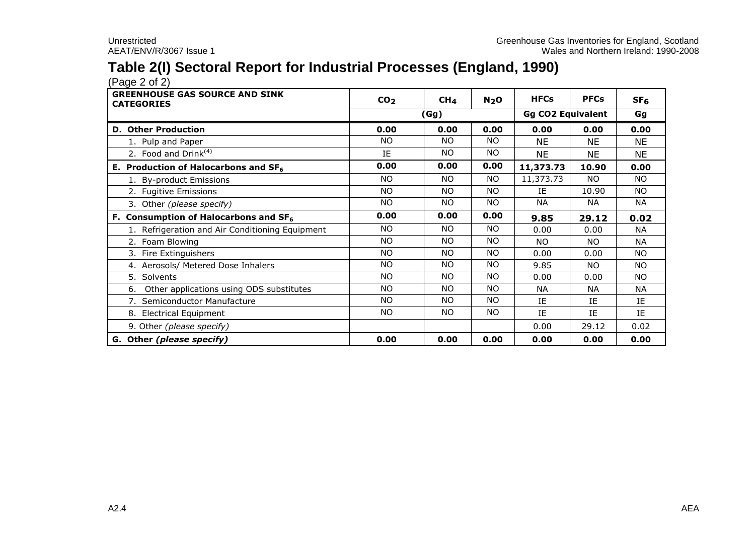# Table 2(I) Sectoral Report for Industrial Processes (England, 1990)

(Page 2 of 2)

| GREENHOUSE GAS SOURCE AND SINK CATEGORIES | $CO_2$ | $CH_4$ | $N_2O$ | HFCs | PFCs | $SF_6$ |
|---|---|---|---|---|---|---|
| | (Gg) | | | Gg CO2 Equivalent | | Gg |
| **D. Other Production** | **0.00** | **0.00** | **0.00** | **0.00** | **0.00** | **0.00** |
| 1. Pulp and Paper | NO | NO | NO | NE | NE | NE |
| 2. Food and Drink[(4)] | IE | NO | NO | NE | NE | NE |
| **E. Production of Halocarbons and $SF_6$** | **0.00** | **0.00** | **0.00** | **11,373.73** | **10.90** | **0.00** |
| 1. By-product Emissions | NO | NO | NO | 11,373.73 | NO | NO |
| 2. Fugitive Emissions | NO | NO | NO | IE | 10.90 | NO |
| 3. Other *(please specify)* | NO | NO | NO | NA | NA | NA |
| **F. Consumption of Halocarbons and $SF_6$** | **0.00** | **0.00** | **0.00** | **9.85** | **29.12** | **0.02** |
| 1. Refrigeration and Air Conditioning Equipment | NO | NO | NO | 0.00 | 0.00 | NA |
| 2. Foam Blowing | NO | NO | NO | NO | NO | NA |
| 3. Fire Extinguishers | NO | NO | NO | 0.00 | 0.00 | NO |
| 4. Aerosols/ Metered Dose Inhalers | NO | NO | NO | 9.85 | NO | NO |
| 5. Solvents | NO | NO | NO | 0.00 | 0.00 | NO |
| 6. Other applications using ODS substitutes | NO | NO | NO | NA | NA | NA |
| 7. Semiconductor Manufacture | NO | NO | NO | IE | IE | IE |
| 8. Electrical Equipment | NO | NO | NO | IE | IE | IE |
| 9. Other *(please specify)* | | | | 0.00 | 29.12 | 0.02 |
| **G. Other *(please specify)*** | **0.00** | **0.00** | **0.00** | **0.00** | **0.00** | **0.00** |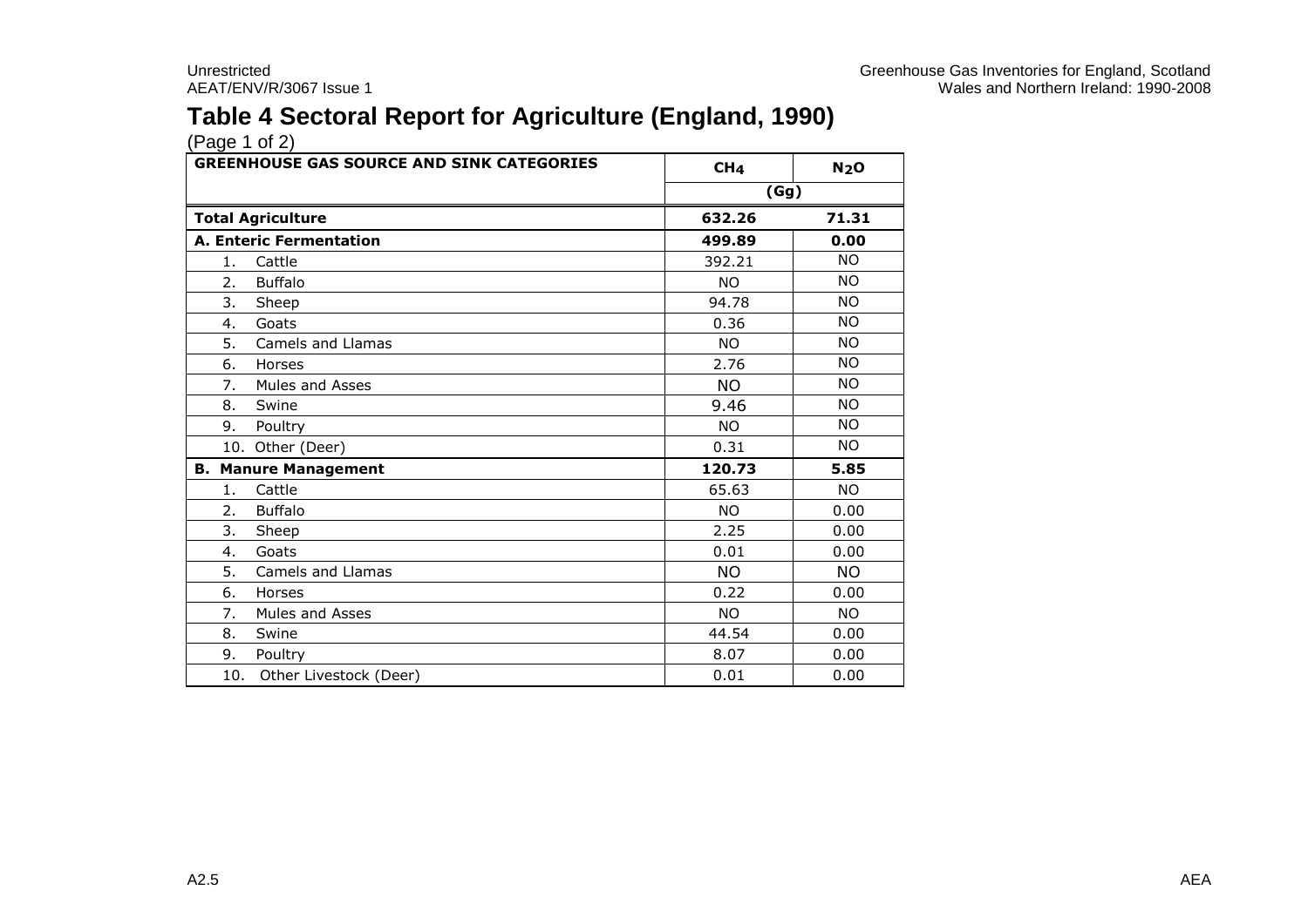## Table 4 Sectoral Report for Agriculture (England, 1990)

(Page 1 of 2)

| GREENHOUSE GAS SOURCE AND SINK CATEGORIES | $CH_4$ | $N_2O$ |
|---|---|---|
| | (Gg) | |
| **Total Agriculture** | **632.26** | **71.31** |
| **A. Enteric Fermentation** | **499.89** | **0.00** |
| 1. Cattle | 392.21 | NO |
| 2. Buffalo | NO | NO |
| 3. Sheep | 94.78 | NO |
| 4. Goats | 0.36 | NO |
| 5. Camels and Llamas | NO | NO |
| 6. Horses | 2.76 | NO |
| 7. Mules and Asses | NO | NO |
| 8. Swine | 9.46 | NO |
| 9. Poultry | NO | NO |
| 10. Other (Deer) | 0.31 | NO |
| **B. Manure Management** | **120.73** | **5.85** |
| 1. Cattle | 65.63 | NO |
| 2. Buffalo | NO | 0.00 |
| 3. Sheep | 2.25 | 0.00 |
| 4. Goats | 0.01 | 0.00 |
| 5. Camels and Llamas | NO | NO |
| 6. Horses | 0.22 | 0.00 |
| 7. Mules and Asses | NO | NO |
| 8. Swine | 44.54 | 0.00 |
| 9. Poultry | 8.07 | 0.00 |
| 10. Other Livestock (Deer) | 0.01 | 0.00 |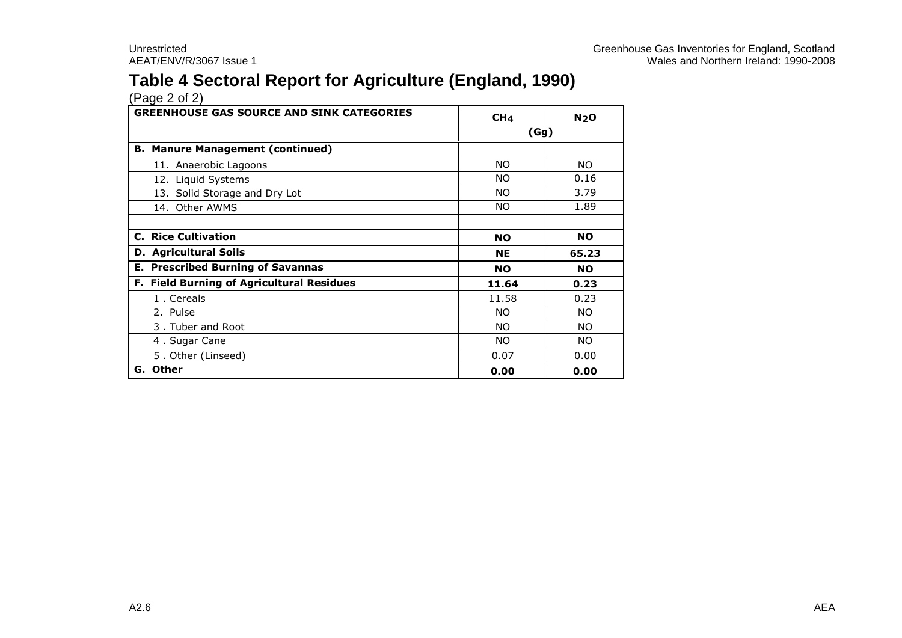# Table 4 Sectoral Report for Agriculture (England, 1990)

(Page 2 of 2)

| GREENHOUSE GAS SOURCE AND SINK CATEGORIES | $CH_4$ | $N_2O$ |
|---|---|---|
| | (Gg) | |
| **B. Manure Management (continued)** | | |
| 11. Anaerobic Lagoons | NO | NO |
| 12. Liquid Systems | NO | 0.16 |
| 13. Solid Storage and Dry Lot | NO | 3.79 |
| 14. Other AWMS | NO | 1.89 |
| | | |
| **C. Rice Cultivation** | **NO** | **NO** |
| **D. Agricultural Soils** | **NE** | **65.23** |
| **E. Prescribed Burning of Savannas** | **NO** | **NO** |
| **F. Field Burning of Agricultural Residues** | **11.64** | **0.23** |
| 1 . Cereals | 11.58 | 0.23 |
| 2. Pulse | NO | NO |
| 3 . Tuber and Root | NO | NO |
| 4 . Sugar Cane | NO | NO |
| 5 . Other (Linseed) | 0.07 | 0.00 |
| **G. Other** | **0.00** | **0.00** |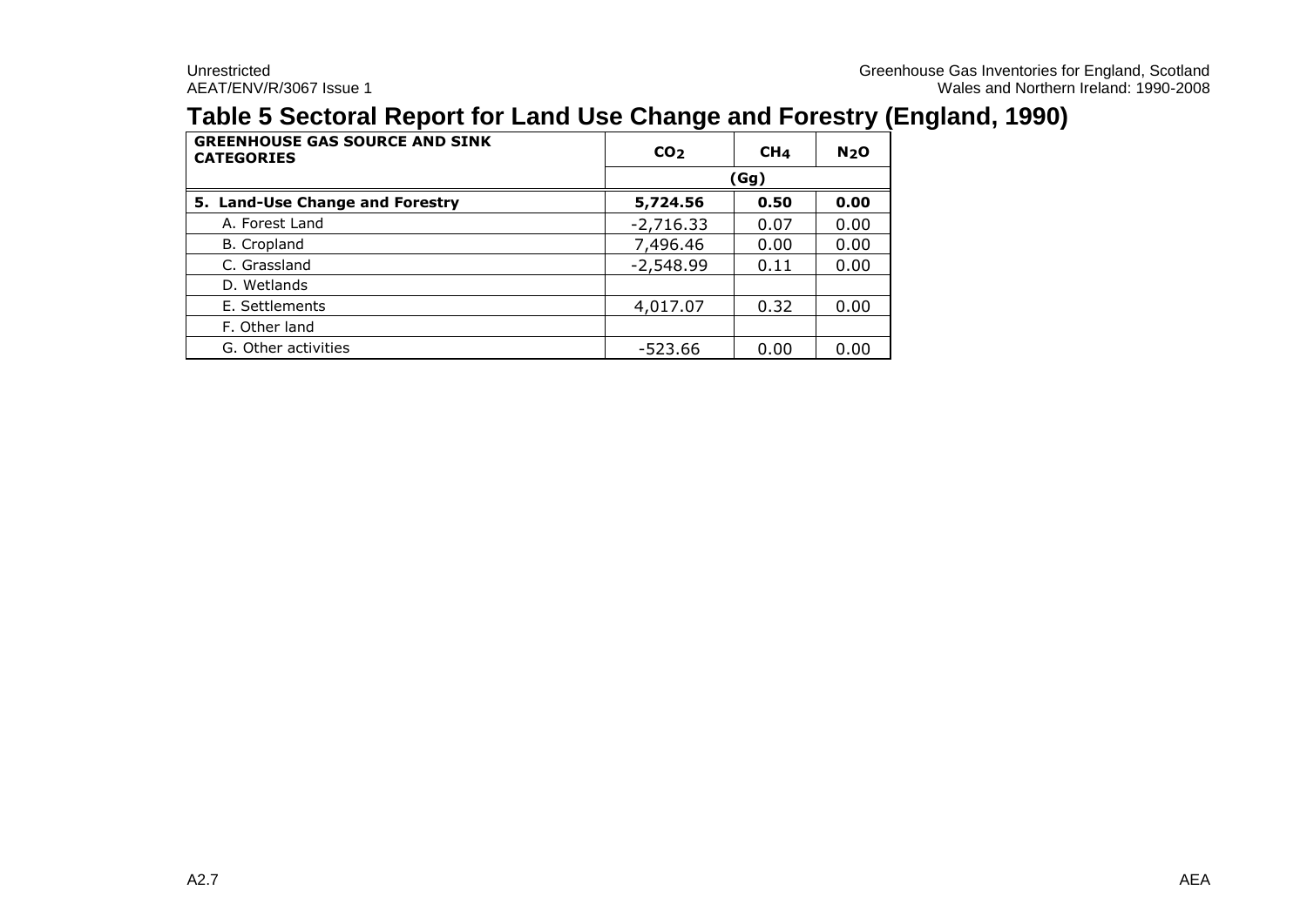# Table 5 Sectoral Report for Land Use Change and Forestry (England, 1990)

| GREENHOUSE GAS SOURCE AND SINK CATEGORIES | $CO_2$ | $CH_4$ | $N_2O$ |
|---|---|---|---|
| | (Gg) | | |
| **5. Land-Use Change and Forestry** | **5,724.56** | **0.50** | **0.00** |
| A. Forest Land | -2,716.33 | 0.07 | 0.00 |
| B. Cropland | 7,496.46 | 0.00 | 0.00 |
| C. Grassland | -2,548.99 | 0.11 | 0.00 |
| D. Wetlands | | | |
| E. Settlements | 4,017.07 | 0.32 | 0.00 |
| F. Other land | | | |
| G. Other activities | -523.66 | 0.00 | 0.00 |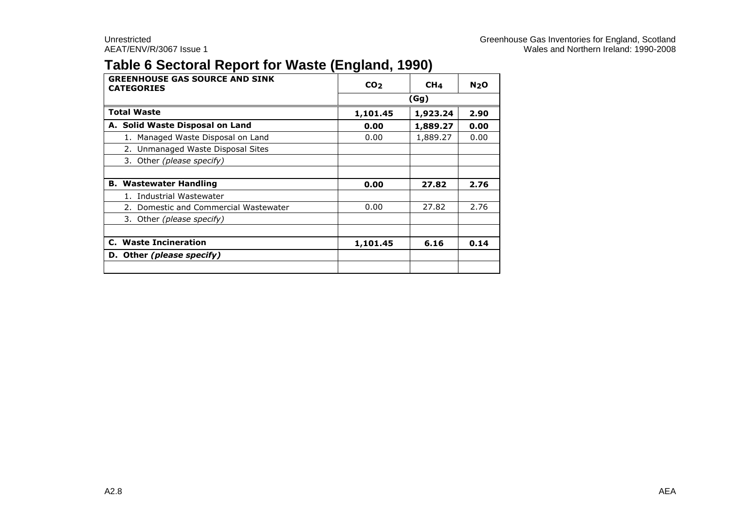# Table 6 Sectoral Report for Waste (England, 1990)

| GREENHOUSE GAS SOURCE AND SINK CATEGORIES | $CO_2$ | $CH_4$ | $N_2O$ |
|---|---|---|---|
| | (Gg) | | |
| **Total Waste** | **1,101.45** | **1,923.24** | **2.90** |
| **A. Solid Waste Disposal on Land** | **0.00** | **1,889.27** | **0.00** |
| 1. Managed Waste Disposal on Land | 0.00 | 1,889.27 | 0.00 |
| 2. Unmanaged Waste Disposal Sites | | | |
| 3. Other *(please specify)* | | | |
| | | | |
| **B. Wastewater Handling** | **0.00** | **27.82** | **2.76** |
| 1. Industrial Wastewater | | | |
| 2. Domestic and Commercial Wastewater | 0.00 | 27.82 | 2.76 |
| 3. Other *(please specify)* | | | |
| | | | |
| **C. Waste Incineration** | **1,101.45** | **6.16** | **0.14** |
| **D. Other *(please specify)*** | | | |
| | | | |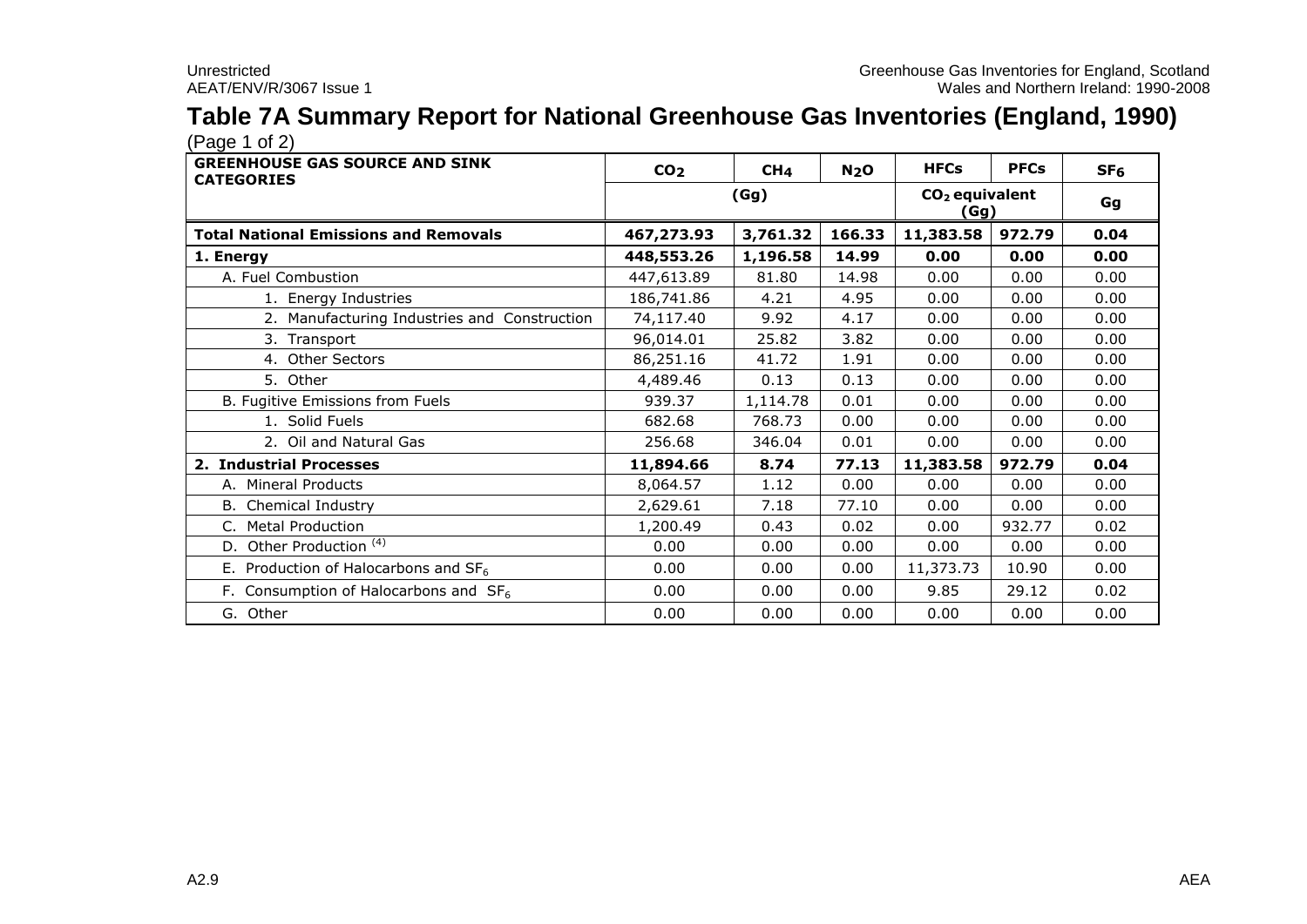# Table 7A Summary Report for National Greenhouse Gas Inventories (England, 1990)

(Page 1 of 2)

| GREENHOUSE GAS SOURCE AND SINK CATEGORIES | $CO_2$ | $CH_4$ | $N_2O$ | HFCs | PFCs | $SF_6$ |
|---|---|---|---|---|---|---|
| | (Gg) | | | $CO_2$ equivalent (Gg) | | Gg |
| **Total National Emissions and Removals** | **467,273.93** | **3,761.32** | **166.33** | **11,383.58** | **972.79** | **0.04** |
| **1. Energy** | **448,553.26** | **1,196.58** | **14.99** | **0.00** | **0.00** | **0.00** |
| A. Fuel Combustion | 447,613.89 | 81.80 | 14.98 | 0.00 | 0.00 | 0.00 |
| 1. Energy Industries | 186,741.86 | 4.21 | 4.95 | 0.00 | 0.00 | 0.00 |
| 2. Manufacturing Industries and Construction | 74,117.40 | 9.92 | 4.17 | 0.00 | 0.00 | 0.00 |
| 3. Transport | 96,014.01 | 25.82 | 3.82 | 0.00 | 0.00 | 0.00 |
| 4. Other Sectors | 86,251.16 | 41.72 | 1.91 | 0.00 | 0.00 | 0.00 |
| 5. Other | 4,489.46 | 0.13 | 0.13 | 0.00 | 0.00 | 0.00 |
| B. Fugitive Emissions from Fuels | 939.37 | 1,114.78 | 0.01 | 0.00 | 0.00 | 0.00 |
| 1. Solid Fuels | 682.68 | 768.73 | 0.00 | 0.00 | 0.00 | 0.00 |
| 2. Oil and Natural Gas | 256.68 | 346.04 | 0.01 | 0.00 | 0.00 | 0.00 |
| **2. Industrial Processes** | **11,894.66** | **8.74** | **77.13** | **11,383.58** | **972.79** | **0.04** |
| A. Mineral Products | 8,064.57 | 1.12 | 0.00 | 0.00 | 0.00 | 0.00 |
| B. Chemical Industry | 2,629.61 | 7.18 | 77.10 | 0.00 | 0.00 | 0.00 |
| C. Metal Production | 1,200.49 | 0.43 | 0.02 | 0.00 | 932.77 | 0.02 |
| D. Other Production [(4)] | 0.00 | 0.00 | 0.00 | 0.00 | 0.00 | 0.00 |
| E. Production of Halocarbons and $SF_6$ | 0.00 | 0.00 | 0.00 | 11,373.73 | 10.90 | 0.00 |
| F. Consumption of Halocarbons and $SF_6$ | 0.00 | 0.00 | 0.00 | 9.85 | 29.12 | 0.02 |
| G. Other | 0.00 | 0.00 | 0.00 | 0.00 | 0.00 | 0.00 |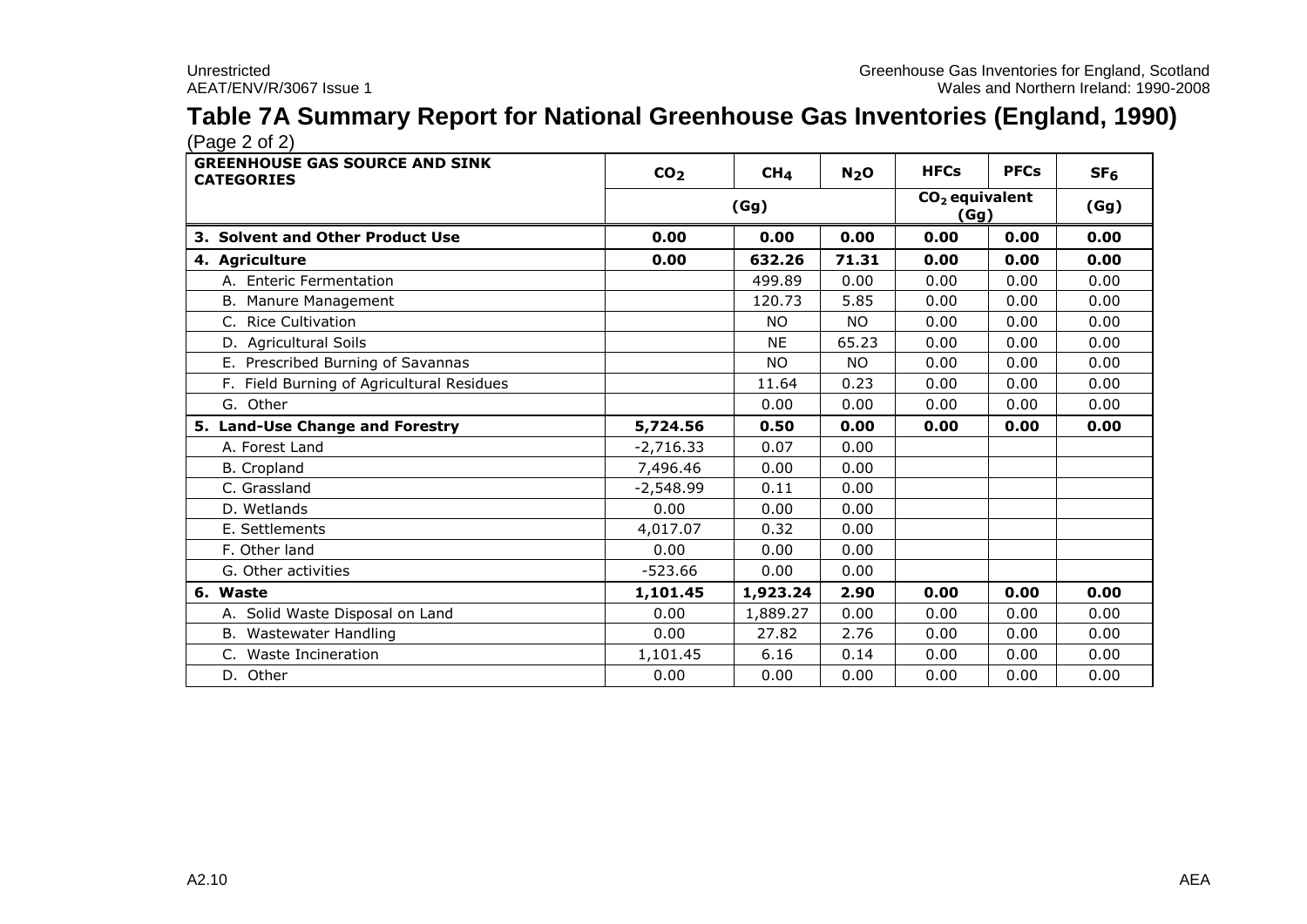# Table 7A Summary Report for National Greenhouse Gas Inventories (England, 1990)

(Page 2 of 2)

| GREENHOUSE GAS SOURCE AND SINK CATEGORIES | $CO_2$ | $CH_4$ | $N_2O$ | HFCs | PFCs | $SF_6$ |
|---|---|---|---|---|---|---|
| | (Gg) | | | $CO_2$ equivalent (Gg) | | (Gg) |
| **3. Solvent and Other Product Use** | **0.00** | **0.00** | **0.00** | **0.00** | **0.00** | **0.00** |
| **4. Agriculture** | **0.00** | **632.26** | **71.31** | **0.00** | **0.00** | **0.00** |
| A. Enteric Fermentation | | 499.89 | 0.00 | 0.00 | 0.00 | 0.00 |
| B. Manure Management | | 120.73 | 5.85 | 0.00 | 0.00 | 0.00 |
| C. Rice Cultivation | | NO | NO | 0.00 | 0.00 | 0.00 |
| D. Agricultural Soils | | NE | 65.23 | 0.00 | 0.00 | 0.00 |
| E. Prescribed Burning of Savannas | | NO | NO | 0.00 | 0.00 | 0.00 |
| F. Field Burning of Agricultural Residues | | 11.64 | 0.23 | 0.00 | 0.00 | 0.00 |
| G. Other | | 0.00 | 0.00 | 0.00 | 0.00 | 0.00 |
| **5. Land-Use Change and Forestry** | **5,724.56** | **0.50** | **0.00** | **0.00** | **0.00** | **0.00** |
| A. Forest Land | -2,716.33 | 0.07 | 0.00 | | | |
| B. Cropland | 7,496.46 | 0.00 | 0.00 | | | |
| C. Grassland | -2,548.99 | 0.11 | 0.00 | | | |
| D. Wetlands | 0.00 | 0.00 | 0.00 | | | |
| E. Settlements | 4,017.07 | 0.32 | 0.00 | | | |
| F. Other land | 0.00 | 0.00 | 0.00 | | | |
| G. Other activities | -523.66 | 0.00 | 0.00 | | | |
| **6. Waste** | **1,101.45** | **1,923.24** | **2.90** | **0.00** | **0.00** | **0.00** |
| A. Solid Waste Disposal on Land | 0.00 | 1,889.27 | 0.00 | 0.00 | 0.00 | 0.00 |
| B. Wastewater Handling | 0.00 | 27.82 | 2.76 | 0.00 | 0.00 | 0.00 |
| C. Waste Incineration | 1,101.45 | 6.16 | 0.14 | 0.00 | 0.00 | 0.00 |
| D. Other | 0.00 | 0.00 | 0.00 | 0.00 | 0.00 | 0.00 |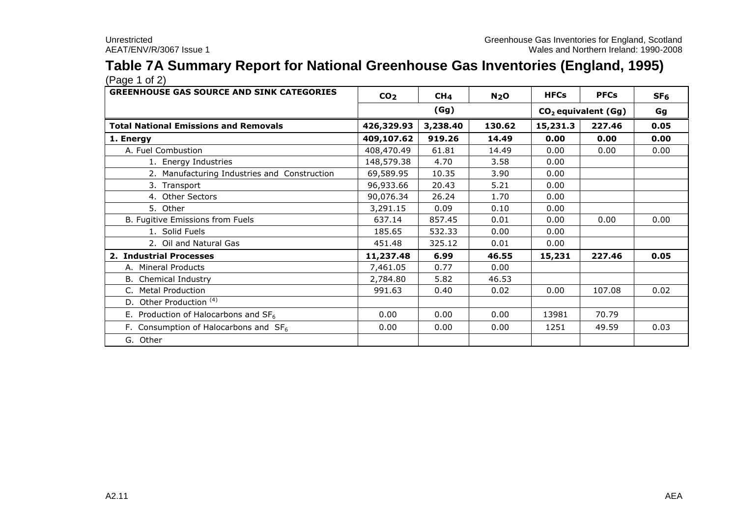# Table 7A Summary Report for National Greenhouse Gas Inventories (England, 1995)

(Page 1 of 2)

| GREENHOUSE GAS SOURCE AND SINK CATEGORIES | $CO_2$ | $CH_4$ | $N_2O$ | HFCs | PFCs | $SF_6$ |
|---|---|---|---|---|---|---|
| | (Gg) | | | $CO_2$ equivalent (Gg) | | Gg |
| **Total National Emissions and Removals** | **426,329.93** | **3,238.40** | **130.62** | **15,231.3** | **227.46** | **0.05** |
| **1. Energy** | **409,107.62** | **919.26** | **14.49** | **0.00** | **0.00** | **0.00** |
| A. Fuel Combustion | 408,470.49 | 61.81 | 14.49 | 0.00 | 0.00 | 0.00 |
| 1. Energy Industries | 148,579.38 | 4.70 | 3.58 | 0.00 | | |
| 2. Manufacturing Industries and Construction | 69,589.95 | 10.35 | 3.90 | 0.00 | | |
| 3. Transport | 96,933.66 | 20.43 | 5.21 | 0.00 | | |
| 4. Other Sectors | 90,076.34 | 26.24 | 1.70 | 0.00 | | |
| 5. Other | 3,291.15 | 0.09 | 0.10 | 0.00 | | |
| B. Fugitive Emissions from Fuels | 637.14 | 857.45 | 0.01 | 0.00 | 0.00 | 0.00 |
| 1. Solid Fuels | 185.65 | 532.33 | 0.00 | 0.00 | | |
| 2. Oil and Natural Gas | 451.48 | 325.12 | 0.01 | 0.00 | | |
| **2. Industrial Processes** | **11,237.48** | **6.99** | **46.55** | **15,231** | **227.46** | **0.05** |
| A. Mineral Products | 7,461.05 | 0.77 | 0.00 | | | |
| B. Chemical Industry | 2,784.80 | 5.82 | 46.53 | | | |
| C. Metal Production | 991.63 | 0.40 | 0.02 | 0.00 | 107.08 | 0.02 |
| D. Other Production [(4)] | | | | | | |
| E. Production of Halocarbons and $SF_6$ | 0.00 | 0.00 | 0.00 | 13981 | 70.79 | |
| F. Consumption of Halocarbons and $SF_6$ | 0.00 | 0.00 | 0.00 | 1251 | 49.59 | 0.03 |
| G. Other | | | | | | |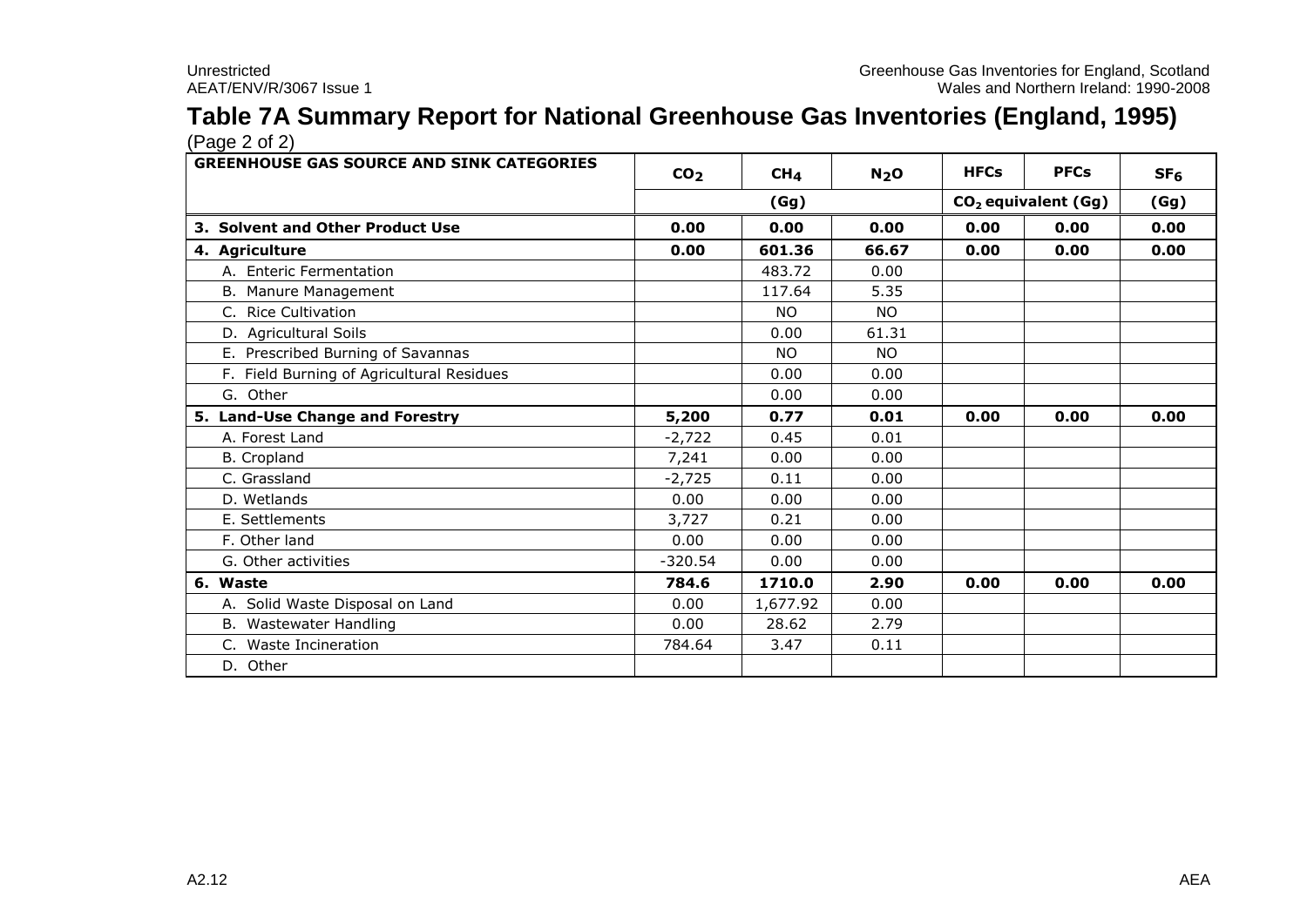# Table 7A Summary Report for National Greenhouse Gas Inventories (England, 1995)

(Page 2 of 2)

| GREENHOUSE GAS SOURCE AND SINK CATEGORIES | $CO_2$ | $CH_4$ | $N_2O$ | HFCs | PFCs | $SF_6$ |
|---|---|---|---|---|---|---|
| | (Gg) | | | $CO_2$ equivalent (Gg) | | (Gg) |
| **3. Solvent and Other Product Use** | **0.00** | **0.00** | **0.00** | **0.00** | **0.00** | **0.00** |
| **4. Agriculture** | **0.00** | **601.36** | **66.67** | **0.00** | **0.00** | **0.00** |
| A. Enteric Fermentation | | 483.72 | 0.00 | | | |
| B. Manure Management | | 117.64 | 5.35 | | | |
| C. Rice Cultivation | | NO | NO | | | |
| D. Agricultural Soils | | 0.00 | 61.31 | | | |
| E. Prescribed Burning of Savannas | | NO | NO | | | |
| F. Field Burning of Agricultural Residues | | 0.00 | 0.00 | | | |
| G. Other | | 0.00 | 0.00 | | | |
| **5. Land-Use Change and Forestry** | **5,200** | **0.77** | **0.01** | **0.00** | **0.00** | **0.00** |
| A. Forest Land | -2,722 | 0.45 | 0.01 | | | |
| B. Cropland | 7,241 | 0.00 | 0.00 | | | |
| C. Grassland | -2,725 | 0.11 | 0.00 | | | |
| D. Wetlands | 0.00 | 0.00 | 0.00 | | | |
| E. Settlements | 3,727 | 0.21 | 0.00 | | | |
| F. Other land | 0.00 | 0.00 | 0.00 | | | |
| G. Other activities | -320.54 | 0.00 | 0.00 | | | |
| **6. Waste** | **784.6** | **1710.0** | **2.90** | **0.00** | **0.00** | **0.00** |
| A. Solid Waste Disposal on Land | 0.00 | 1,677.92 | 0.00 | | | |
| B. Wastewater Handling | 0.00 | 28.62 | 2.79 | | | |
| C. Waste Incineration | 784.64 | 3.47 | 0.11 | | | |
| D. Other | | | | | | |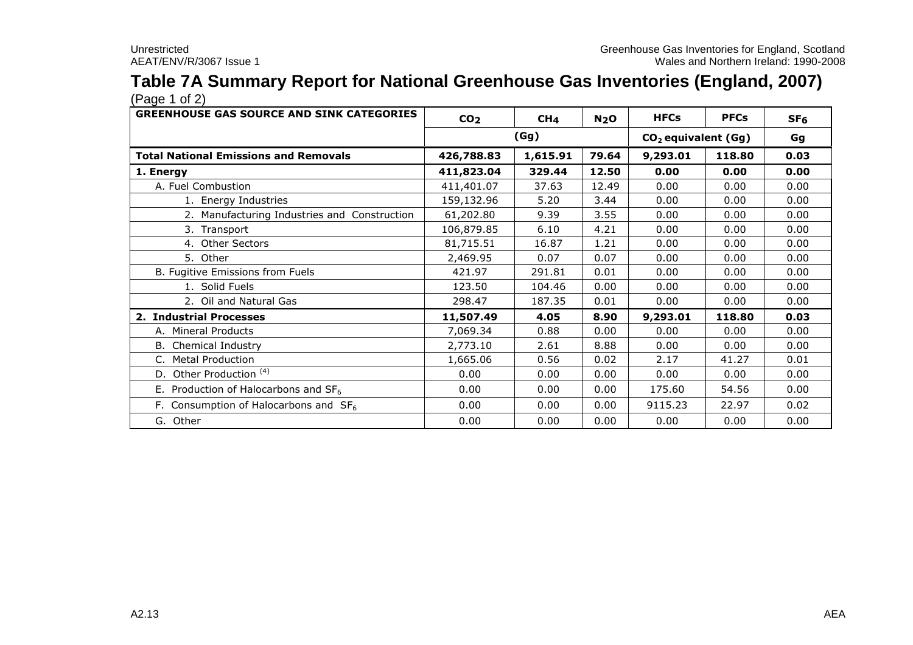# Table 7A Summary Report for National Greenhouse Gas Inventories (England, 2007)

(Page 1 of 2)

| GREENHOUSE GAS SOURCE AND SINK CATEGORIES | $CO_2$ | $CH_4$ | $N_2O$ | HFCs | PFCs | $SF_6$ |
|---|---|---|---|---|---|---|
| | (Gg) | | | $CO_2$ equivalent (Gg) | | Gg |
| **Total National Emissions and Removals** | **426,788.83** | **1,615.91** | **79.64** | **9,293.01** | **118.80** | **0.03** |
| **1. Energy** | **411,823.04** | **329.44** | **12.50** | **0.00** | **0.00** | **0.00** |
| A. Fuel Combustion | 411,401.07 | 37.63 | 12.49 | 0.00 | 0.00 | 0.00 |
| 1. Energy Industries | 159,132.96 | 5.20 | 3.44 | 0.00 | 0.00 | 0.00 |
| 2. Manufacturing Industries and Construction | 61,202.80 | 9.39 | 3.55 | 0.00 | 0.00 | 0.00 |
| 3. Transport | 106,879.85 | 6.10 | 4.21 | 0.00 | 0.00 | 0.00 |
| 4. Other Sectors | 81,715.51 | 16.87 | 1.21 | 0.00 | 0.00 | 0.00 |
| 5. Other | 2,469.95 | 0.07 | 0.07 | 0.00 | 0.00 | 0.00 |
| B. Fugitive Emissions from Fuels | 421.97 | 291.81 | 0.01 | 0.00 | 0.00 | 0.00 |
| 1. Solid Fuels | 123.50 | 104.46 | 0.00 | 0.00 | 0.00 | 0.00 |
| 2. Oil and Natural Gas | 298.47 | 187.35 | 0.01 | 0.00 | 0.00 | 0.00 |
| **2. Industrial Processes** | **11,507.49** | **4.05** | **8.90** | **9,293.01** | **118.80** | **0.03** |
| A. Mineral Products | 7,069.34 | 0.88 | 0.00 | 0.00 | 0.00 | 0.00 |
| B. Chemical Industry | 2,773.10 | 2.61 | 8.88 | 0.00 | 0.00 | 0.00 |
| C. Metal Production | 1,665.06 | 0.56 | 0.02 | 2.17 | 41.27 | 0.01 |
| D. Other Production (4) | 0.00 | 0.00 | 0.00 | 0.00 | 0.00 | 0.00 |
| E. Production of Halocarbons and $SF_6$ | 0.00 | 0.00 | 0.00 | 175.60 | 54.56 | 0.00 |
| F. Consumption of Halocarbons and $SF_6$ | 0.00 | 0.00 | 0.00 | 9115.23 | 22.97 | 0.02 |
| G. Other | 0.00 | 0.00 | 0.00 | 0.00 | 0.00 | 0.00 |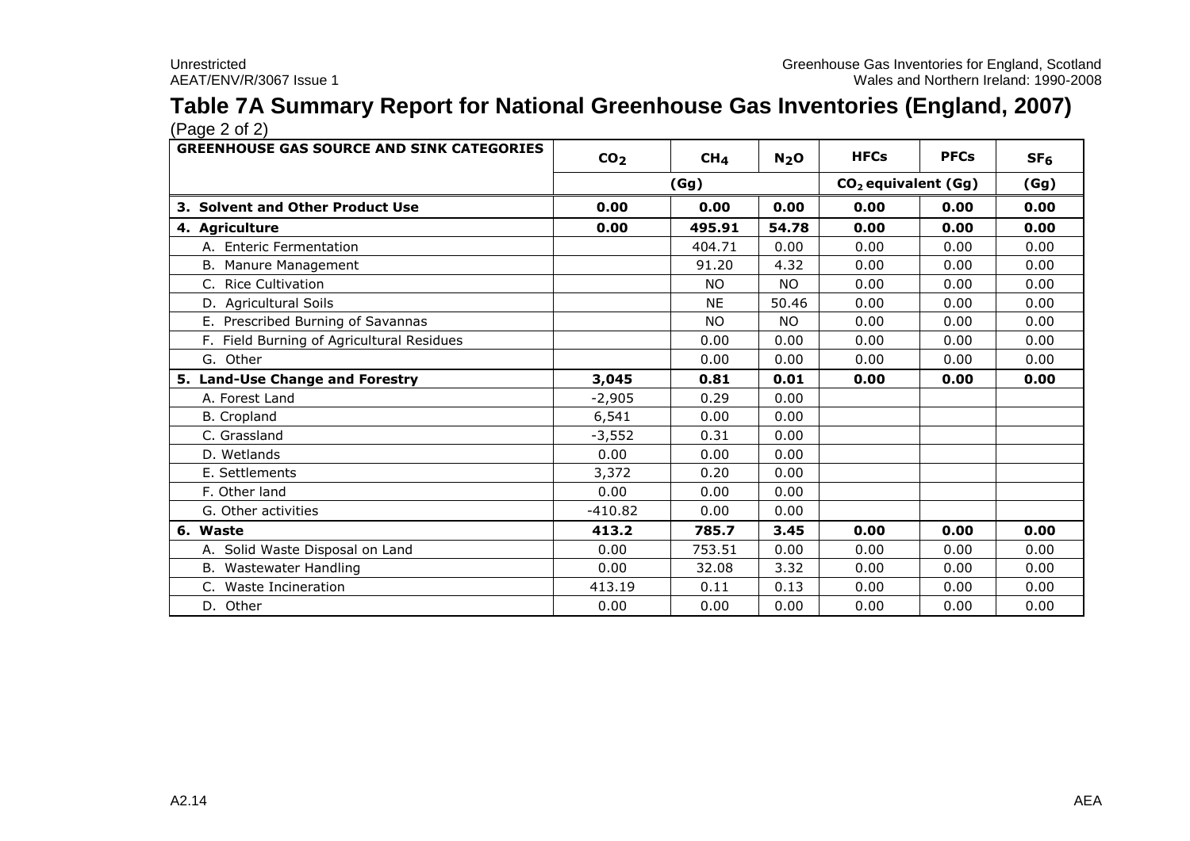# Table 7A Summary Report for National Greenhouse Gas Inventories (England, 2007)

(Page 2 of 2)

| GREENHOUSE GAS SOURCE AND SINK CATEGORIES | $CO_2$ | $CH_4$ | $N_2O$ | HFCs | PFCs | $SF_6$ |
|---|---|---|---|---|---|---|
| | (Gg) | | | $CO_2$ equivalent (Gg) | | (Gg) |
| **3. Solvent and Other Product Use** | **0.00** | **0.00** | **0.00** | **0.00** | **0.00** | **0.00** |
| **4. Agriculture** | **0.00** | **495.91** | **54.78** | **0.00** | **0.00** | **0.00** |
| A. Enteric Fermentation | | 404.71 | 0.00 | 0.00 | 0.00 | 0.00 |
| B. Manure Management | | 91.20 | 4.32 | 0.00 | 0.00 | 0.00 |
| C. Rice Cultivation | | NO | NO | 0.00 | 0.00 | 0.00 |
| D. Agricultural Soils | | NE | 50.46 | 0.00 | 0.00 | 0.00 |
| E. Prescribed Burning of Savannas | | NO | NO | 0.00 | 0.00 | 0.00 |
| F. Field Burning of Agricultural Residues | | 0.00 | 0.00 | 0.00 | 0.00 | 0.00 |
| G. Other | | 0.00 | 0.00 | 0.00 | 0.00 | 0.00 |
| **5. Land-Use Change and Forestry** | **3,045** | **0.81** | **0.01** | **0.00** | **0.00** | **0.00** |
| A. Forest Land | -2,905 | 0.29 | 0.00 | | | |
| B. Cropland | 6,541 | 0.00 | 0.00 | | | |
| C. Grassland | -3,552 | 0.31 | 0.00 | | | |
| D. Wetlands | 0.00 | 0.00 | 0.00 | | | |
| E. Settlements | 3,372 | 0.20 | 0.00 | | | |
| F. Other land | 0.00 | 0.00 | 0.00 | | | |
| G. Other activities | -410.82 | 0.00 | 0.00 | | | |
| **6. Waste** | **413.2** | **785.7** | **3.45** | **0.00** | **0.00** | **0.00** |
| A. Solid Waste Disposal on Land | 0.00 | 753.51 | 0.00 | 0.00 | 0.00 | 0.00 |
| B. Wastewater Handling | 0.00 | 32.08 | 3.32 | 0.00 | 0.00 | 0.00 |
| C. Waste Incineration | 413.19 | 0.11 | 0.13 | 0.00 | 0.00 | 0.00 |
| D. Other | 0.00 | 0.00 | 0.00 | 0.00 | 0.00 | 0.00 |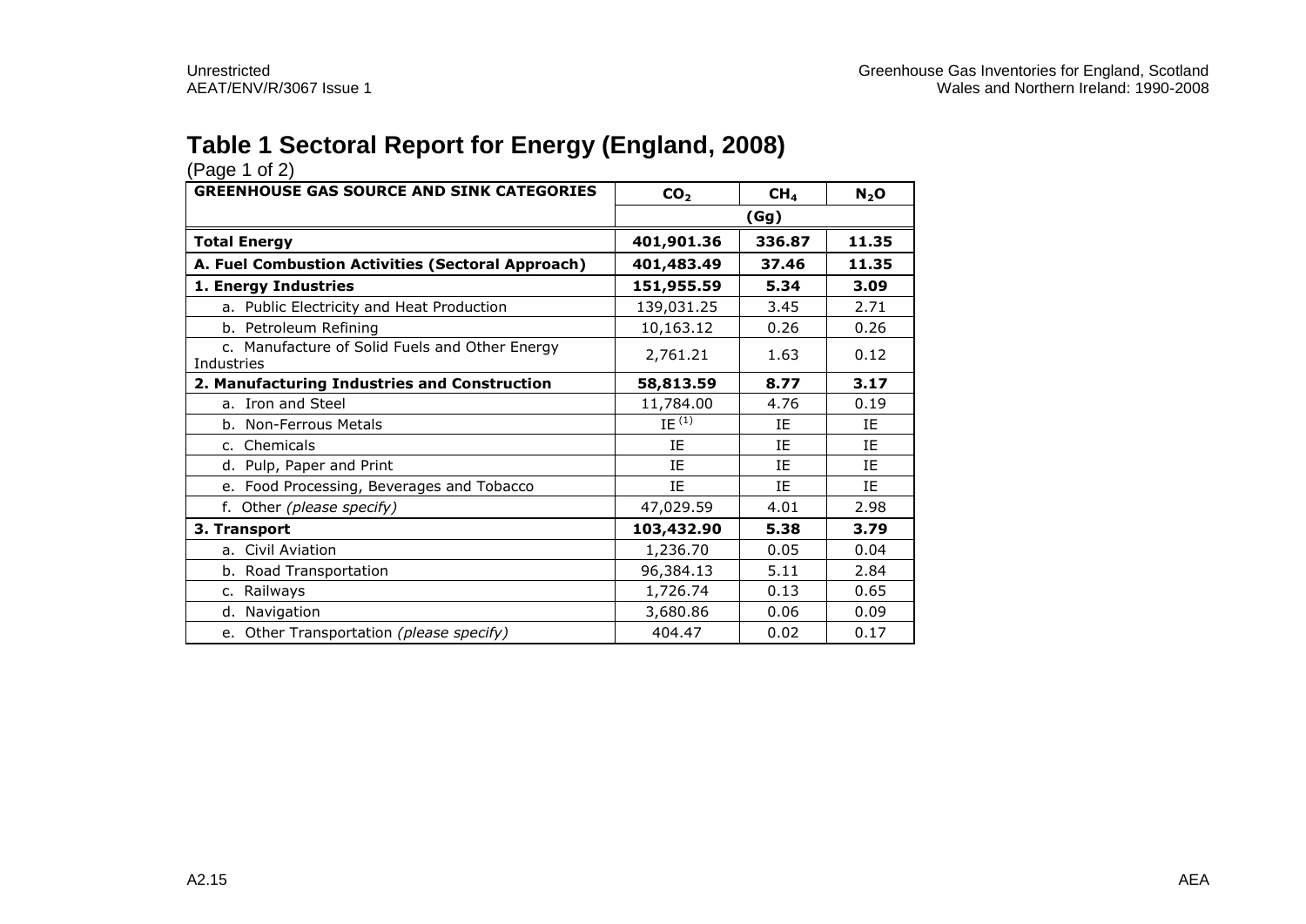# Table 1 Sectoral Report for Energy (England, 2008)

(Page 1 of 2)

| GREENHOUSE GAS SOURCE AND SINK CATEGORIES | $CO_2$ | $CH_4$ | $N_2O$ |
|---|---|---|---|
| | (Gg) | | |
| **Total Energy** | **401,901.36** | **336.87** | **11.35** |
| **A. Fuel Combustion Activities (Sectoral Approach)** | **401,483.49** | **37.46** | **11.35** |
| **1. Energy Industries** | **151,955.59** | **5.34** | **3.09** |
| a. Public Electricity and Heat Production | 139,031.25 | 3.45 | 2.71 |
| b. Petroleum Refining | 10,163.12 | 0.26 | 0.26 |
| c. Manufacture of Solid Fuels and Other Energy Industries | 2,761.21 | 1.63 | 0.12 |
| **2. Manufacturing Industries and Construction** | **58,813.59** | **8.77** | **3.17** |
| a. Iron and Steel | 11,784.00 | 4.76 | 0.19 |
| b. Non-Ferrous Metals | IE [1] | IE | IE |
| c. Chemicals | IE | IE | IE |
| d. Pulp, Paper and Print | IE | IE | IE |
| e. Food Processing, Beverages and Tobacco | IE | IE | IE |
| f. Other *(please specify)* | 47,029.59 | 4.01 | 2.98 |
| **3. Transport** | **103,432.90** | **5.38** | **3.79** |
| a. Civil Aviation | 1,236.70 | 0.05 | 0.04 |
| b. Road Transportation | 96,384.13 | 5.11 | 2.84 |
| c. Railways | 1,726.74 | 0.13 | 0.65 |
| d. Navigation | 3,680.86 | 0.06 | 0.09 |
| e. Other Transportation *(please specify)* | 404.47 | 0.02 | 0.17 |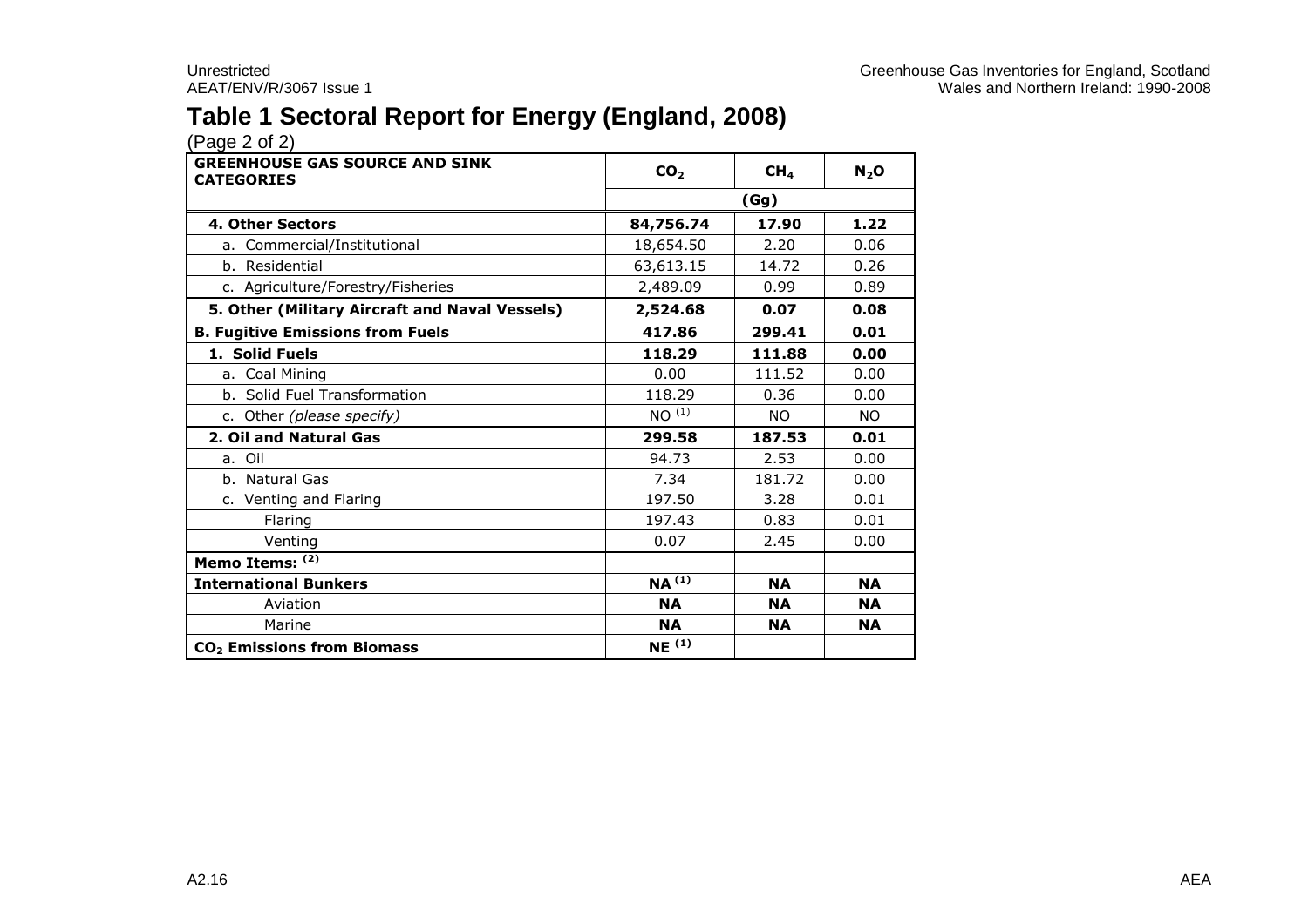# Table 1 Sectoral Report for Energy (England, 2008)

(Page 2 of 2)

| GREENHOUSE GAS SOURCE AND SINK CATEGORIES | $CO_2$ | $CH_4$ | $N_2O$ |
|---|---|---|---|
| | (Gg) | | |
| **4. Other Sectors** | **84,756.74** | **17.90** | **1.22** |
| a. Commercial/Institutional | 18,654.50 | 2.20 | 0.06 |
| b. Residential | 63,613.15 | 14.72 | 0.26 |
| c. Agriculture/Forestry/Fisheries | 2,489.09 | 0.99 | 0.89 |
| **5. Other (Military Aircraft and Naval Vessels)** | **2,524.68** | **0.07** | **0.08** |
| **B. Fugitive Emissions from Fuels** | **417.86** | **299.41** | **0.01** |
| **1. Solid Fuels** | **118.29** | **111.88** | **0.00** |
| a. Coal Mining | 0.00 | 111.52 | 0.00 |
| b. Solid Fuel Transformation | 118.29 | 0.36 | 0.00 |
| c. Other *(please specify)* | NO [1] | NO | NO |
| **2. Oil and Natural Gas** | **299.58** | **187.53** | **0.01** |
| a. Oil | 94.73 | 2.53 | 0.00 |
| b. Natural Gas | 7.34 | 181.72 | 0.00 |
| c. Venting and Flaring | 197.50 | 3.28 | 0.01 |
| Flaring | 197.43 | 0.83 | 0.01 |
| Venting | 0.07 | 2.45 | 0.00 |
| **Memo Items: [2]** | | | |
| **International Bunkers** | **NA [1]** | **NA** | **NA** |
| Aviation | **NA** | **NA** | **NA** |
| Marine | **NA** | **NA** | **NA** |
| **$CO_2$ Emissions from Biomass** | **NE [1]** | | |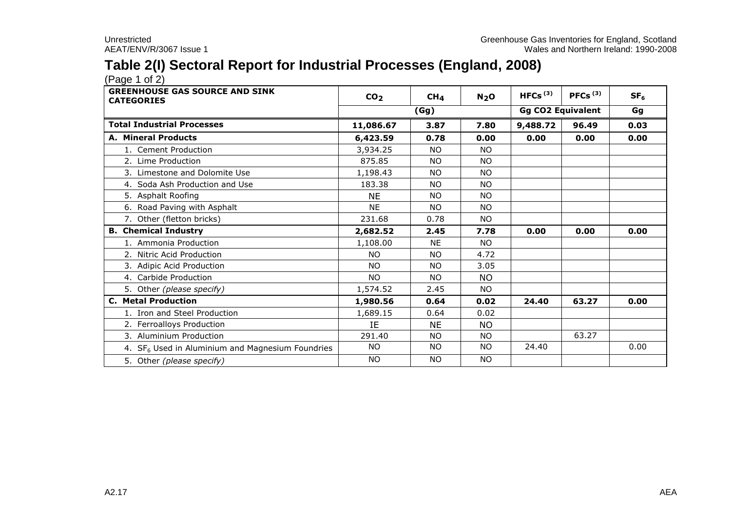# Table 2(I) Sectoral Report for Industrial Processes (England, 2008)

(Page 1 of 2)

| GREENHOUSE GAS SOURCE AND SINK CATEGORIES | $CO_2$ | $CH_4$ | $N_2O$ | HFCs [3] | PFCs [3] | $SF_6$ |
|---|---|---|---|---|---|---|
| | (Gg) | | | Gg CO2 Equivalent | | Gg |
| **Total Industrial Processes** | **11,086.67** | **3.87** | **7.80** | **9,488.72** | **96.49** | **0.03** |
| **A. Mineral Products** | **6,423.59** | **0.78** | **0.00** | **0.00** | **0.00** | **0.00** |
| 1. Cement Production | 3,934.25 | NO | NO | | | |
| 2. Lime Production | 875.85 | NO | NO | | | |
| 3. Limestone and Dolomite Use | 1,198.43 | NO | NO | | | |
| 4. Soda Ash Production and Use | 183.38 | NO | NO | | | |
| 5. Asphalt Roofing | NE | NO | NO | | | |
| 6. Road Paving with Asphalt | NE | NO | NO | | | |
| 7. Other (fletton bricks) | 231.68 | 0.78 | NO | | | |
| **B. Chemical Industry** | **2,682.52** | **2.45** | **7.78** | **0.00** | **0.00** | **0.00** |
| 1. Ammonia Production | 1,108.00 | NE | NO | | | |
| 2. Nitric Acid Production | NO | NO | 4.72 | | | |
| 3. Adipic Acid Production | NO | NO | 3.05 | | | |
| 4. Carbide Production | NO | NO | NO | | | |
| 5. Other *(please specify)* | 1,574.52 | 2.45 | NO | | | |
| **C. Metal Production** | **1,980.56** | **0.64** | **0.02** | **24.40** | **63.27** | **0.00** |
| 1. Iron and Steel Production | 1,689.15 | 0.64 | 0.02 | | | |
| 2. Ferroalloys Production | IE | NE | NO | | | |
| 3. Aluminium Production | 291.40 | NO | NO | | 63.27 | |
| 4. $SF_6$ Used in Aluminium and Magnesium Foundries | NO | NO | NO | 24.40 | | 0.00 |
| 5. Other *(please specify)* | NO | NO | NO | | | |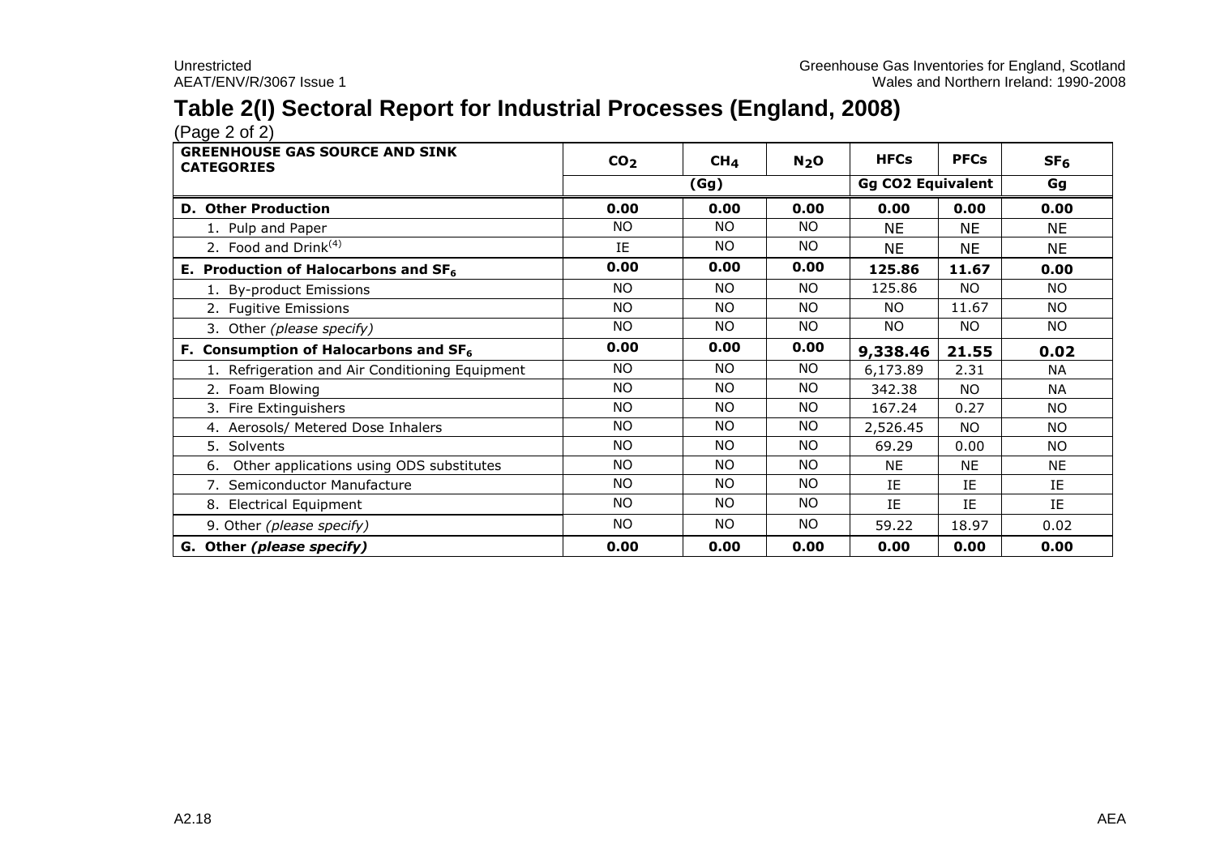## Table 2(I) Sectoral Report for Industrial Processes (England, 2008)

(Page 2 of 2)

| GREENHOUSE GAS SOURCE AND SINK CATEGORIES | $CO_2$ | $CH_4$ | $N_2O$ | HFCs | PFCs | $SF_6$ |
|---|---|---|---|---|---|---|
| | (Gg) | | | Gg CO2 Equivalent | | Gg |
| **D. Other Production** | **0.00** | **0.00** | **0.00** | **0.00** | **0.00** | **0.00** |
| 1. Pulp and Paper | NO | NO | NO | NE | NE | NE |
| 2. Food and Drink[(4)] | IE | NO | NO | NE | NE | NE |
| **E. Production of Halocarbons and $SF_6$** | **0.00** | **0.00** | **0.00** | **125.86** | **11.67** | **0.00** |
| 1. By-product Emissions | NO | NO | NO | 125.86 | NO | NO |
| 2. Fugitive Emissions | NO | NO | NO | NO | 11.67 | NO |
| 3. Other *(please specify)* | NO | NO | NO | NO | NO | NO |
| **F. Consumption of Halocarbons and $SF_6$** | **0.00** | **0.00** | **0.00** | **9,338.46** | **21.55** | **0.02** |
| 1. Refrigeration and Air Conditioning Equipment | NO | NO | NO | 6,173.89 | 2.31 | NA |
| 2. Foam Blowing | NO | NO | NO | 342.38 | NO | NA |
| 3. Fire Extinguishers | NO | NO | NO | 167.24 | 0.27 | NO |
| 4. Aerosols/ Metered Dose Inhalers | NO | NO | NO | 2,526.45 | NO | NO |
| 5. Solvents | NO | NO | NO | 69.29 | 0.00 | NO |
| 6. Other applications using ODS substitutes | NO | NO | NO | NE | NE | NE |
| 7. Semiconductor Manufacture | NO | NO | NO | IE | IE | IE |
| 8. Electrical Equipment | NO | NO | NO | IE | IE | IE |
| 9. Other *(please specify)* | NO | NO | NO | 59.22 | 18.97 | 0.02 |
| **G. Other *(please specify)*** | **0.00** | **0.00** | **0.00** | **0.00** | **0.00** | **0.00** |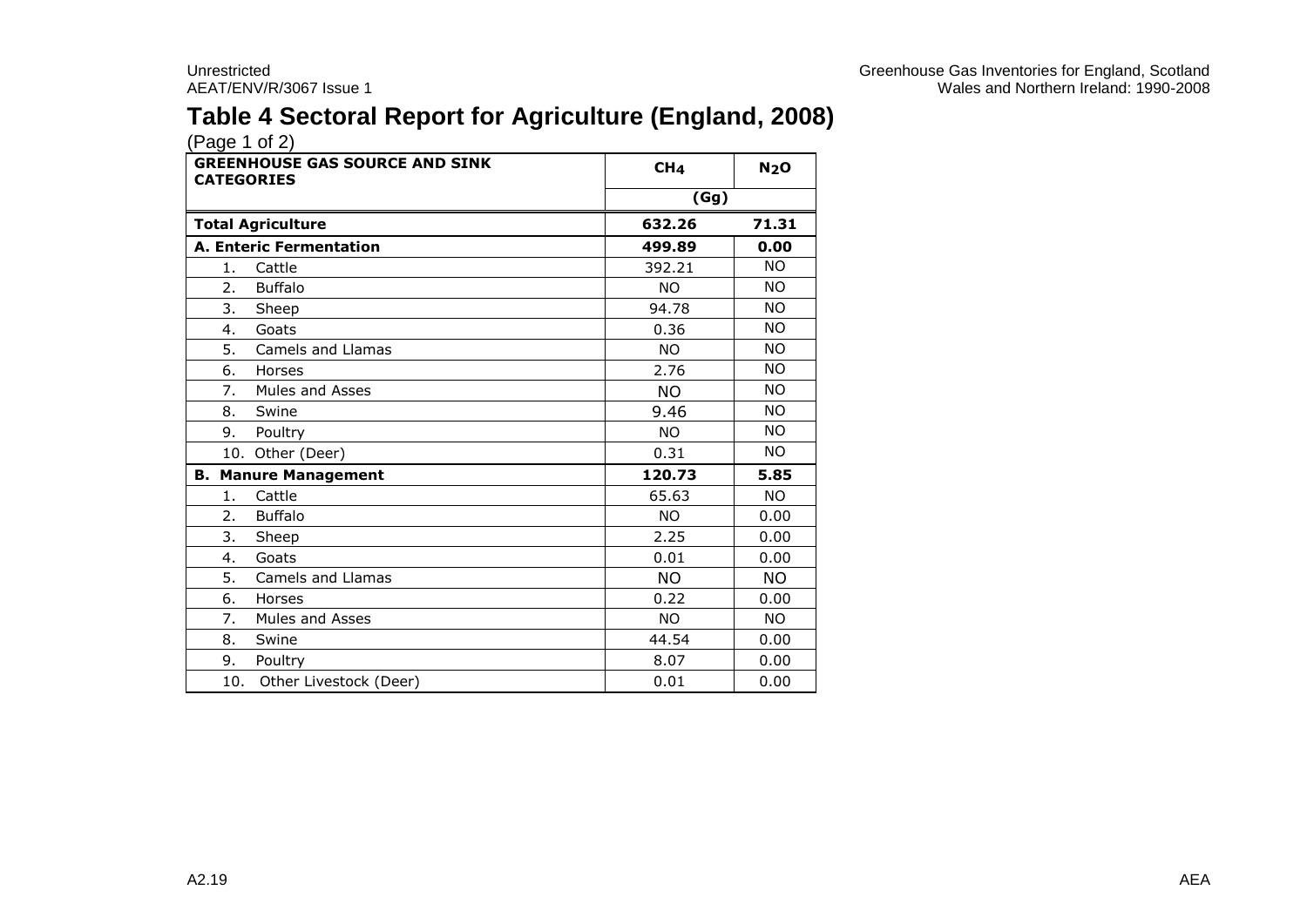# Table 4 Sectoral Report for Agriculture (England, 2008)

(Page 1 of 2)

| GREENHOUSE GAS SOURCE AND SINK CATEGORIES | $CH_4$ | $N_2O$ |
|---|---|---|
| | (Gg) | |
| **Total Agriculture** | **632.26** | **71.31** |
| **A. Enteric Fermentation** | **499.89** | **0.00** |
| 1. Cattle | 392.21 | NO |
| 2. Buffalo | NO | NO |
| 3. Sheep | 94.78 | NO |
| 4. Goats | 0.36 | NO |
| 5. Camels and Llamas | NO | NO |
| 6. Horses | 2.76 | NO |
| 7. Mules and Asses | NO | NO |
| 8. Swine | 9.46 | NO |
| 9. Poultry | NO | NO |
| 10. Other (Deer) | 0.31 | NO |
| **B. Manure Management** | **120.73** | **5.85** |
| 1. Cattle | 65.63 | NO |
| 2. Buffalo | NO | 0.00 |
| 3. Sheep | 2.25 | 0.00 |
| 4. Goats | 0.01 | 0.00 |
| 5. Camels and Llamas | NO | NO |
| 6. Horses | 0.22 | 0.00 |
| 7. Mules and Asses | NO | NO |
| 8. Swine | 44.54 | 0.00 |
| 9. Poultry | 8.07 | 0.00 |
| 10. Other Livestock (Deer) | 0.01 | 0.00 |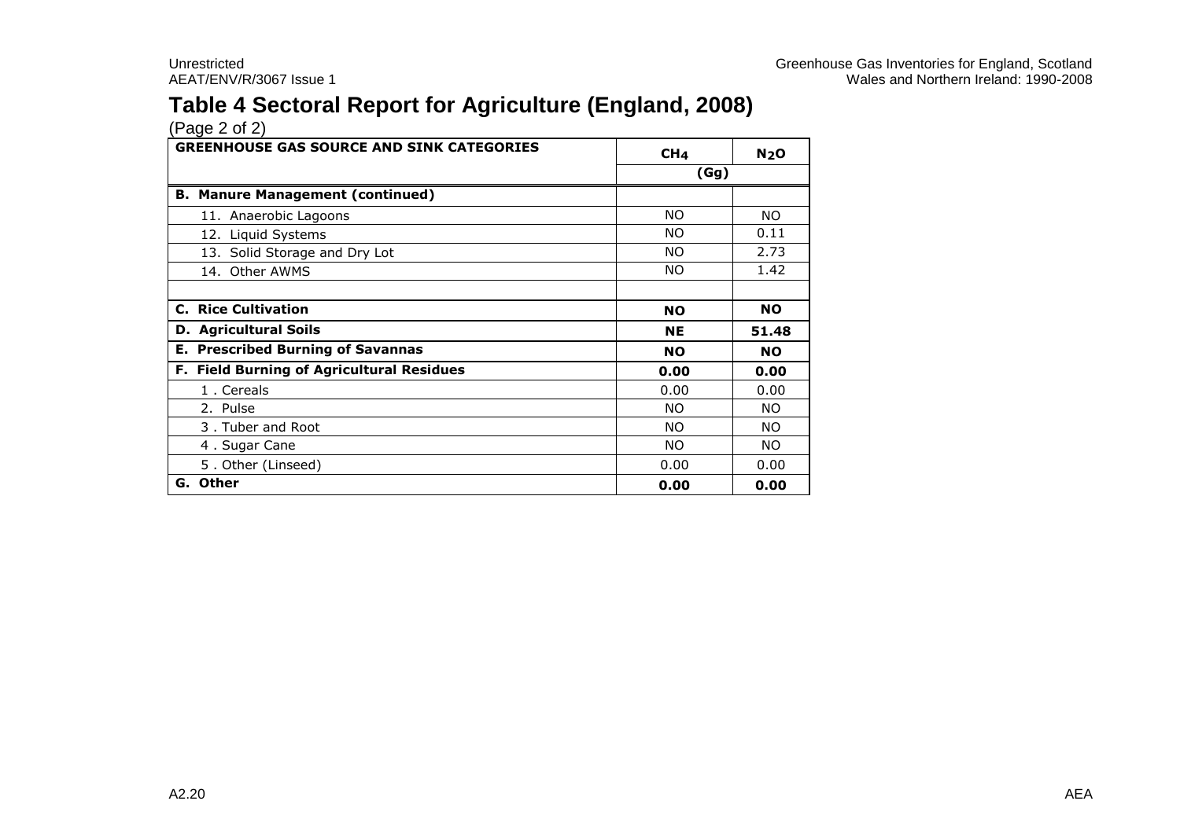# Table 4 Sectoral Report for Agriculture (England, 2008)

(Page 2 of 2)

| GREENHOUSE GAS SOURCE AND SINK CATEGORIES | $CH_4$ | $N_2O$ |
|---|---|---|
| | (Gg) | |
| **B. Manure Management (continued)** | | |
| 11. Anaerobic Lagoons | NO | NO |
| 12. Liquid Systems | NO | 0.11 |
| 13. Solid Storage and Dry Lot | NO | 2.73 |
| 14. Other AWMS | NO | 1.42 |
| | | |
| **C. Rice Cultivation** | **NO** | **NO** |
| **D. Agricultural Soils** | **NE** | **51.48** |
| **E. Prescribed Burning of Savannas** | **NO** | **NO** |
| **F. Field Burning of Agricultural Residues** | **0.00** | **0.00** |
| 1 . Cereals | 0.00 | 0.00 |
| 2. Pulse | NO | NO |
| 3 . Tuber and Root | NO | NO |
| 4 . Sugar Cane | NO | NO |
| 5 . Other (Linseed) | 0.00 | 0.00 |
| **G. Other** | **0.00** | **0.00** |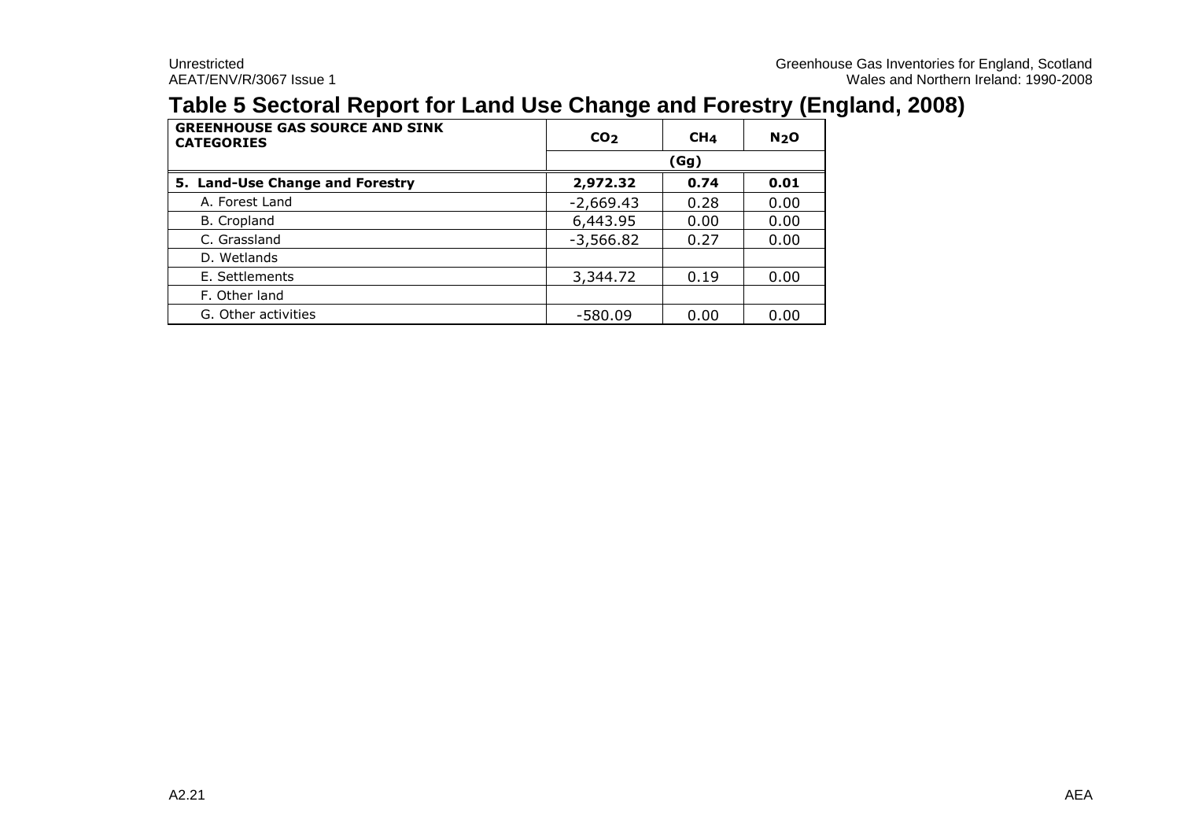# Table 5 Sectoral Report for Land Use Change and Forestry (England, 2008)

| GREENHOUSE GAS SOURCE AND SINK CATEGORIES | $CO_2$ | $CH_4$ | $N_2O$ |
|---|---|---|---|
| | (Gg) | | |
| **5. Land-Use Change and Forestry** | **2,972.32** | **0.74** | **0.01** |
| A. Forest Land | -2,669.43 | 0.28 | 0.00 |
| B. Cropland | 6,443.95 | 0.00 | 0.00 |
| C. Grassland | -3,566.82 | 0.27 | 0.00 |
| D. Wetlands | | | |
| E. Settlements | 3,344.72 | 0.19 | 0.00 |
| F. Other land | | | |
| G. Other activities | -580.09 | 0.00 | 0.00 |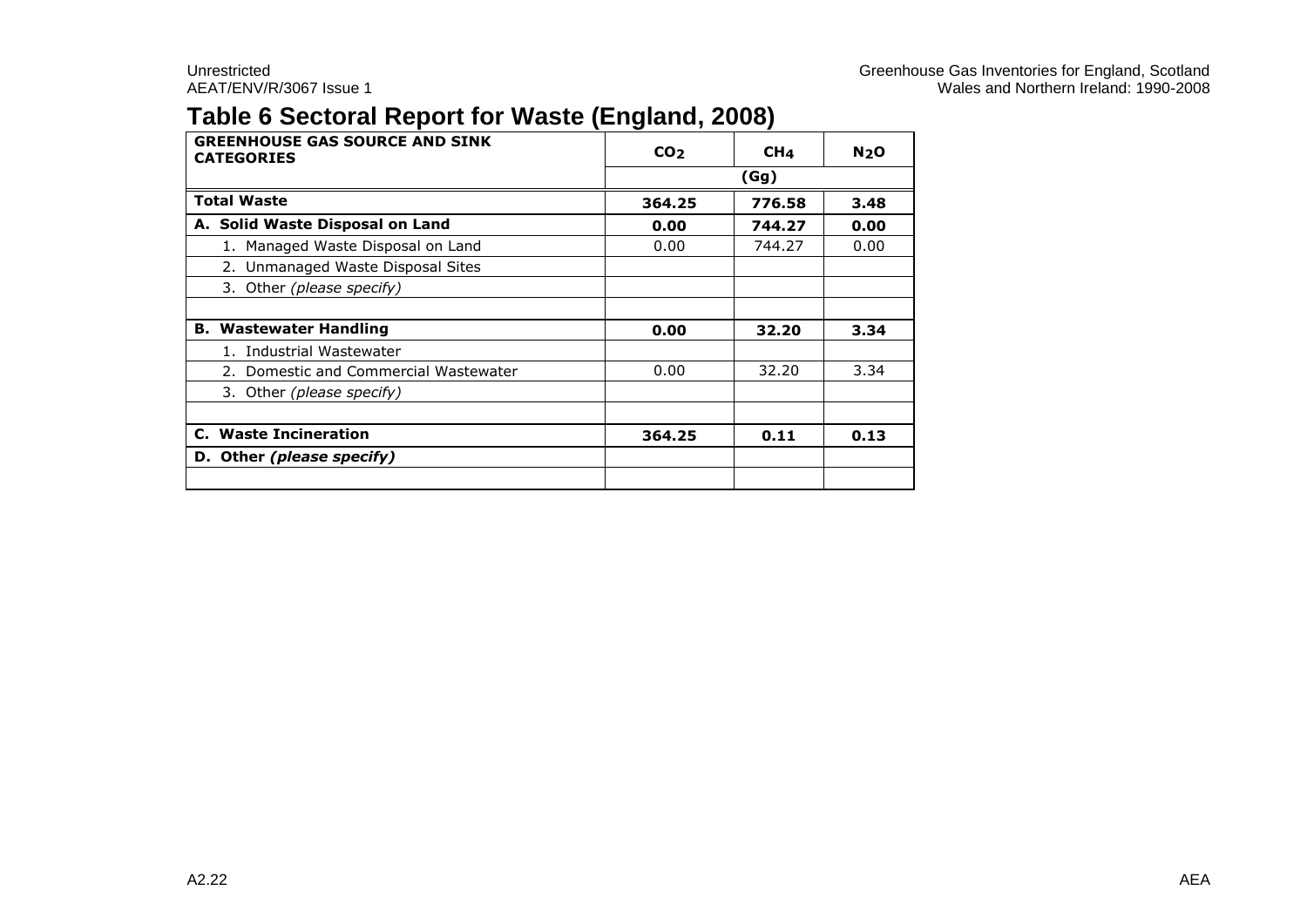# Table 6 Sectoral Report for Waste (England, 2008)

| GREENHOUSE GAS SOURCE AND SINK CATEGORIES | $CO_2$ | $CH_4$ | $N_2O$ |
|---|---|---|---|
| | | (Gg) | |
| **Total Waste** | **364.25** | **776.58** | **3.48** |
| **A. Solid Waste Disposal on Land** | **0.00** | **744.27** | **0.00** |
| 1. Managed Waste Disposal on Land | 0.00 | 744.27 | 0.00 |
| 2. Unmanaged Waste Disposal Sites | | | |
| 3. Other *(please specify)* | | | |
| | | | |
| **B. Wastewater Handling** | **0.00** | **32.20** | **3.34** |
| 1. Industrial Wastewater | | | |
| 2. Domestic and Commercial Wastewater | 0.00 | 32.20 | 3.34 |
| 3. Other *(please specify)* | | | |
| | | | |
| **C. Waste Incineration** | **364.25** | **0.11** | **0.13** |
| **D. Other *(please specify)*** | | | |
| | | | |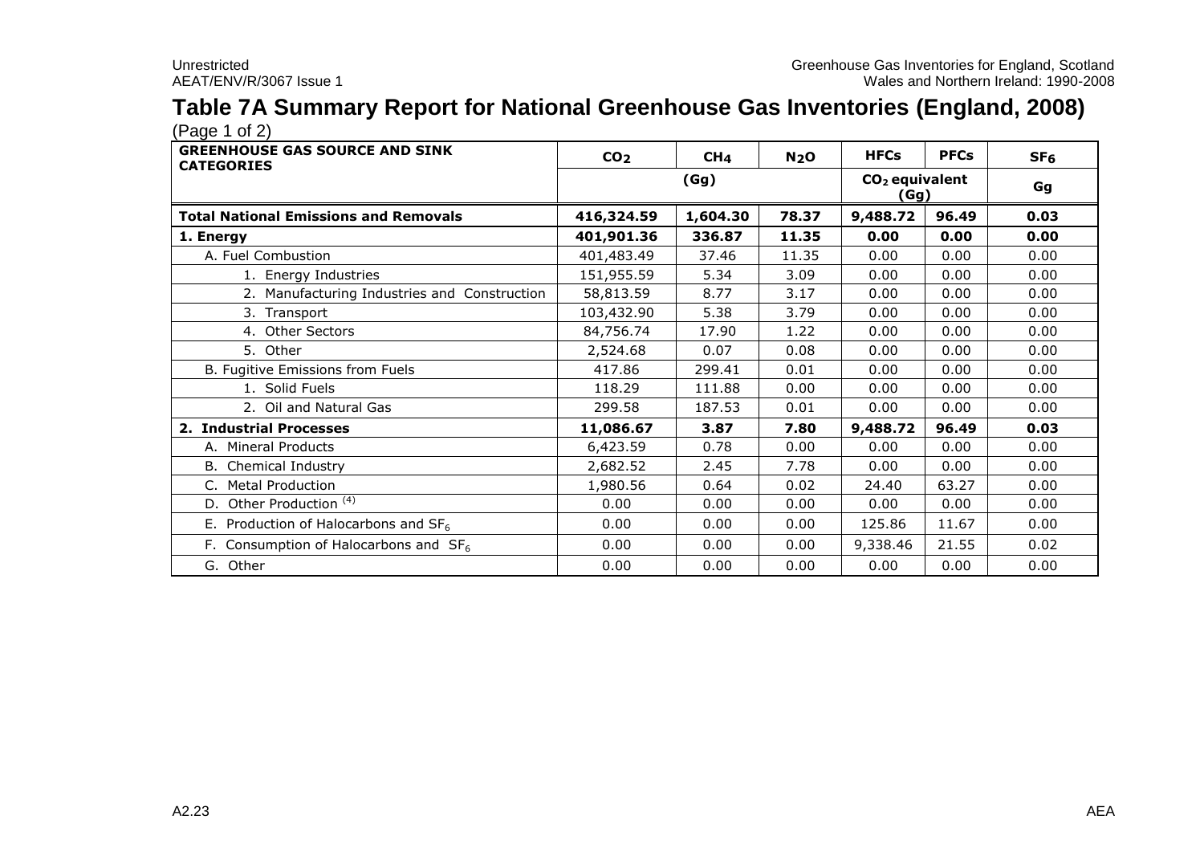# Table 7A Summary Report for National Greenhouse Gas Inventories (England, 2008)

(Page 1 of 2)

| GREENHOUSE GAS SOURCE AND SINK CATEGORIES | $CO_2$ | $CH_4$ | $N_2O$ | HFCs | PFCs | $SF_6$ |
|---|---|---|---|---|---|---|
| | (Gg) | | | $CO_2$ equivalent (Gg) | | Gg |
| **Total National Emissions and Removals** | **416,324.59** | **1,604.30** | **78.37** | **9,488.72** | **96.49** | **0.03** |
| **1. Energy** | **401,901.36** | **336.87** | **11.35** | **0.00** | **0.00** | **0.00** |
| A. Fuel Combustion | 401,483.49 | 37.46 | 11.35 | 0.00 | 0.00 | 0.00 |
| 1. Energy Industries | 151,955.59 | 5.34 | 3.09 | 0.00 | 0.00 | 0.00 |
| 2. Manufacturing Industries and Construction | 58,813.59 | 8.77 | 3.17 | 0.00 | 0.00 | 0.00 |
| 3. Transport | 103,432.90 | 5.38 | 3.79 | 0.00 | 0.00 | 0.00 |
| 4. Other Sectors | 84,756.74 | 17.90 | 1.22 | 0.00 | 0.00 | 0.00 |
| 5. Other | 2,524.68 | 0.07 | 0.08 | 0.00 | 0.00 | 0.00 |
| B. Fugitive Emissions from Fuels | 417.86 | 299.41 | 0.01 | 0.00 | 0.00 | 0.00 |
| 1. Solid Fuels | 118.29 | 111.88 | 0.00 | 0.00 | 0.00 | 0.00 |
| 2. Oil and Natural Gas | 299.58 | 187.53 | 0.01 | 0.00 | 0.00 | 0.00 |
| **2. Industrial Processes** | **11,086.67** | **3.87** | **7.80** | **9,488.72** | **96.49** | **0.03** |
| A. Mineral Products | 6,423.59 | 0.78 | 0.00 | 0.00 | 0.00 | 0.00 |
| B. Chemical Industry | 2,682.52 | 2.45 | 7.78 | 0.00 | 0.00 | 0.00 |
| C. Metal Production | 1,980.56 | 0.64 | 0.02 | 24.40 | 63.27 | 0.00 |
| D. Other Production [4] | 0.00 | 0.00 | 0.00 | 0.00 | 0.00 | 0.00 |
| E. Production of Halocarbons and $SF_6$ | 0.00 | 0.00 | 0.00 | 125.86 | 11.67 | 0.00 |
| F. Consumption of Halocarbons and $SF_6$ | 0.00 | 0.00 | 0.00 | 9,338.46 | 21.55 | 0.02 |
| G. Other | 0.00 | 0.00 | 0.00 | 0.00 | 0.00 | 0.00 |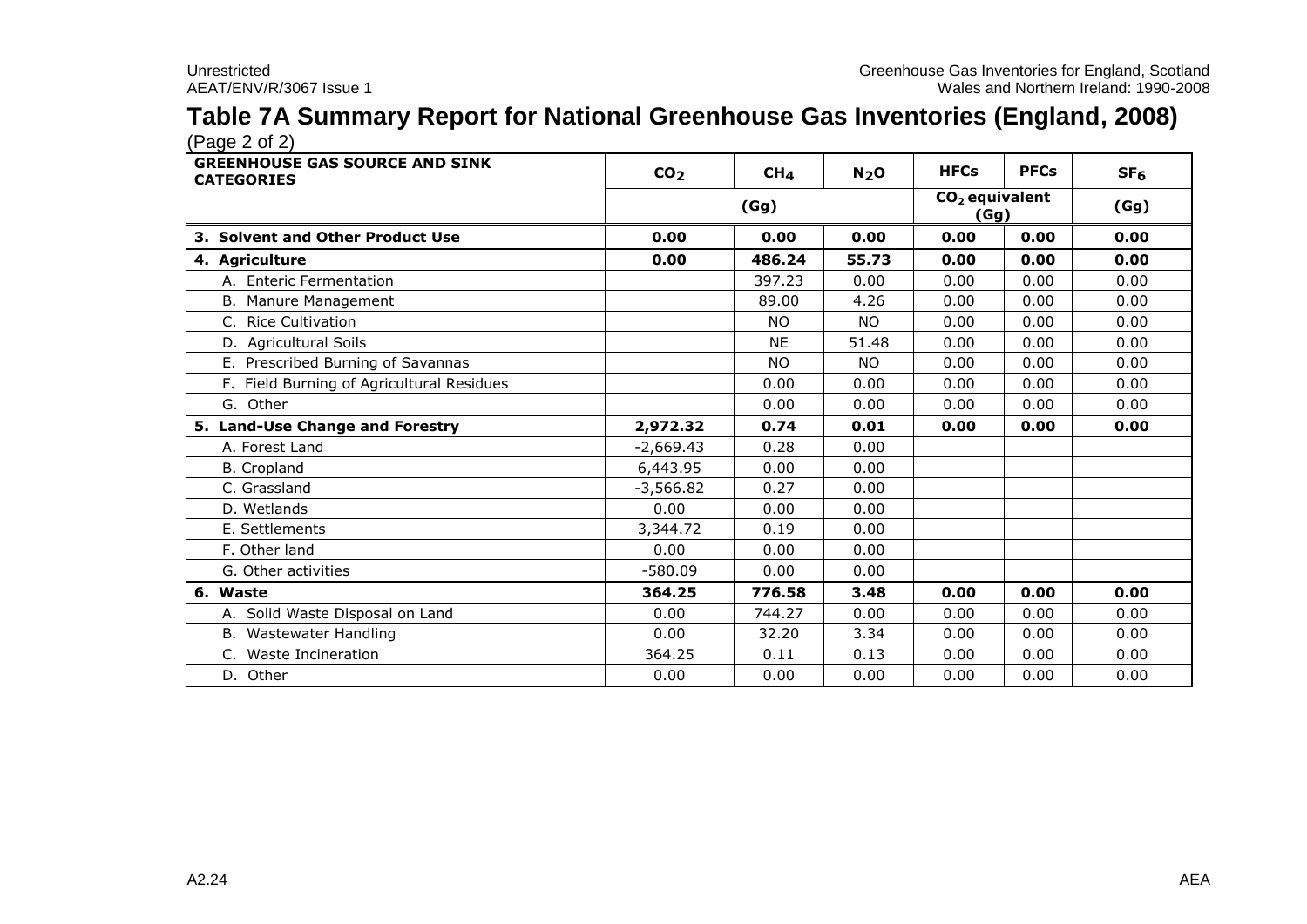# Table 7A Summary Report for National Greenhouse Gas Inventories (England, 2008)

(Page 2 of 2)

| GREENHOUSE GAS SOURCE AND SINK CATEGORIES | $CO_2$ | $CH_4$ | $N_2O$ | HFCs | PFCs | $SF_6$ |
|---|---|---|---|---|---|---|
| | (Gg) | | | $CO_2$ equivalent (Gg) | | (Gg) |
| **3. Solvent and Other Product Use** | **0.00** | **0.00** | **0.00** | **0.00** | **0.00** | **0.00** |
| **4. Agriculture** | **0.00** | **486.24** | **55.73** | **0.00** | **0.00** | **0.00** |
| A. Enteric Fermentation | | 397.23 | 0.00 | 0.00 | 0.00 | 0.00 |
| B. Manure Management | | 89.00 | 4.26 | 0.00 | 0.00 | 0.00 |
| C. Rice Cultivation | | NO | NO | 0.00 | 0.00 | 0.00 |
| D. Agricultural Soils | | NE | 51.48 | 0.00 | 0.00 | 0.00 |
| E. Prescribed Burning of Savannas | | NO | NO | 0.00 | 0.00 | 0.00 |
| F. Field Burning of Agricultural Residues | | 0.00 | 0.00 | 0.00 | 0.00 | 0.00 |
| G. Other | | 0.00 | 0.00 | 0.00 | 0.00 | 0.00 |
| **5. Land-Use Change and Forestry** | **2,972.32** | **0.74** | **0.01** | **0.00** | **0.00** | **0.00** |
| A. Forest Land | -2,669.43 | 0.28 | 0.00 | | | |
| B. Cropland | 6,443.95 | 0.00 | 0.00 | | | |
| C. Grassland | -3,566.82 | 0.27 | 0.00 | | | |
| D. Wetlands | 0.00 | 0.00 | 0.00 | | | |
| E. Settlements | 3,344.72 | 0.19 | 0.00 | | | |
| F. Other land | 0.00 | 0.00 | 0.00 | | | |
| G. Other activities | -580.09 | 0.00 | 0.00 | | | |
| **6. Waste** | **364.25** | **776.58** | **3.48** | **0.00** | **0.00** | **0.00** |
| A. Solid Waste Disposal on Land | 0.00 | 744.27 | 0.00 | 0.00 | 0.00 | 0.00 |
| B. Wastewater Handling | 0.00 | 32.20 | 3.34 | 0.00 | 0.00 | 0.00 |
| C. Waste Incineration | 364.25 | 0.11 | 0.13 | 0.00 | 0.00 | 0.00 |
| D. Other | 0.00 | 0.00 | 0.00 | 0.00 | 0.00 | 0.00 |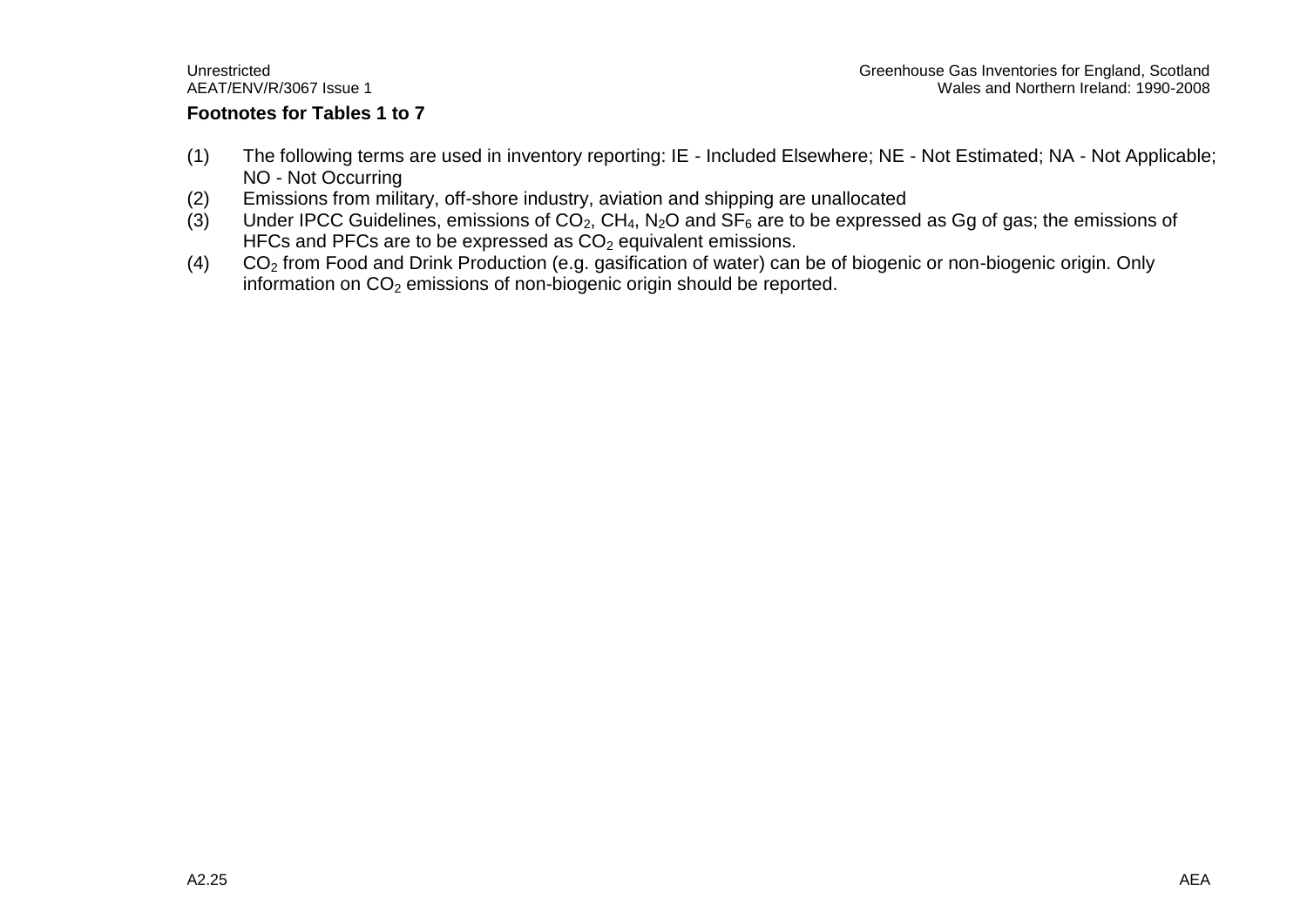**Footnotes for Tables 1 to 7**

(1) The following terms are used in inventory reporting: IE - Included Elsewhere; NE - Not Estimated; NA - Not Applicable; NO - Not Occurring

(2) Emissions from military, off-shore industry, aviation and shipping are unallocated

(3) Under IPCC Guidelines, emissions of $CO_2$, $CH_4$, $N_2O$ and $SF_6$ are to be expressed as Gg of gas; the emissions of HFCs and PFCs are to be expressed as $CO_2$ equivalent emissions.

(4) $CO_2$ from Food and Drink Production (e.g. gasification of water) can be of biogenic or non-biogenic origin. Only information on $CO_2$ emissions of non-biogenic origin should be reported.